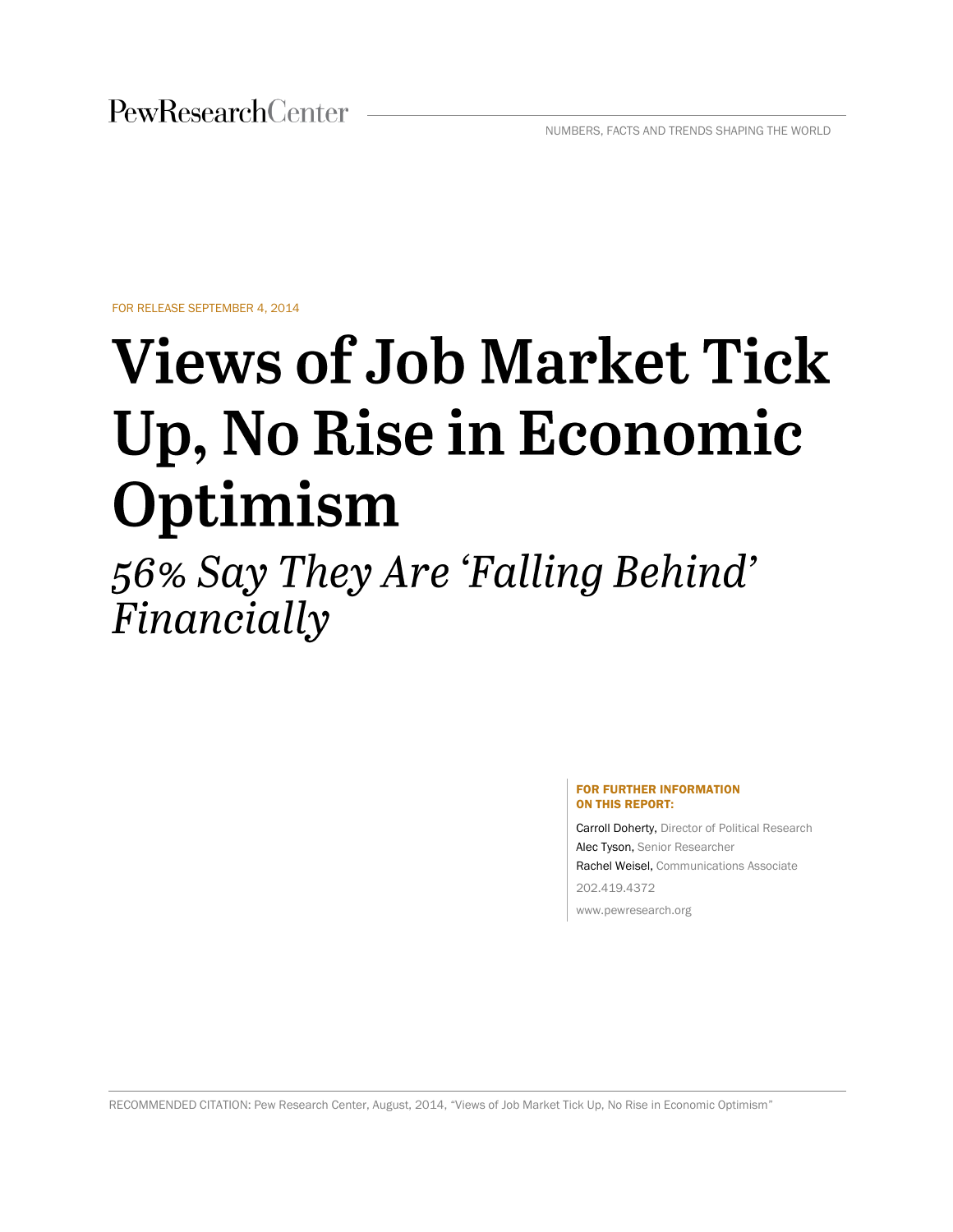PewResearchCenter

NUMBERS, FACTS AND TRENDS SHAPING THE WORLD

FOR RELEASE SEPTEMBER 4, 2014

# Views of Job Market Tick Up, No Rise in Economic Optimism

## *56% Say They Are 'Falling Behind' Financially*

**FOR FURTHER INFORMATION ON THIS REPORT:**

Carroll Doherty, Director of Political Research

Alec Tyson, Senior Researcher

Rachel Weisel, Communications Associate

202.419.4372

www.pewresearch.org

RECOMMENDED CITATION: Pew Research Center, August, 2014, "Views of Job Market Tick Up, No Rise in Economic Optimism"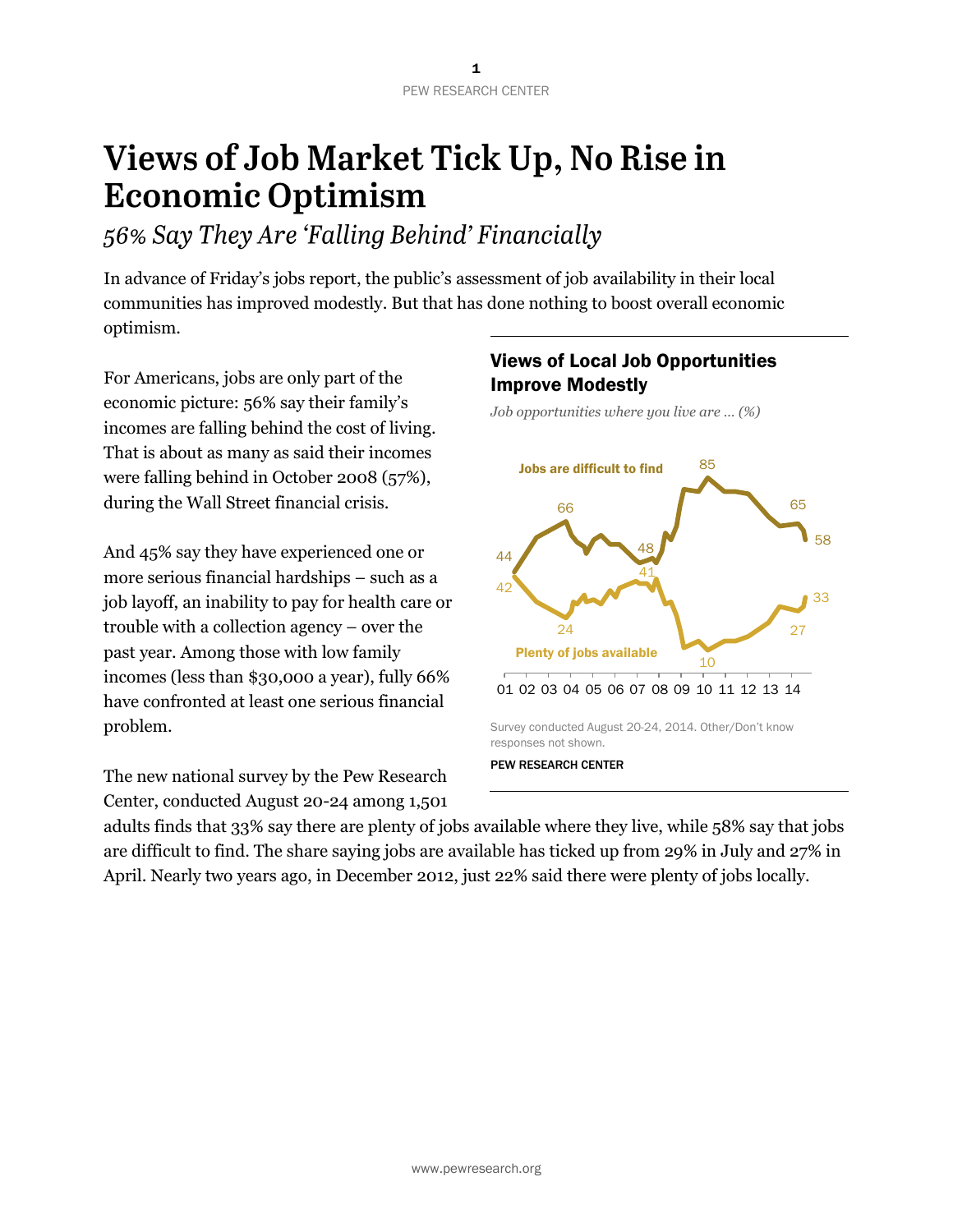# Views of Job Market Tick Up, No Rise in Economic Optimism

*56% Say They Are 'Falling Behind' Financially*

In advance of Friday's jobs report, the public's assessment of job availability in their local communities has improved modestly. But that has done nothing to boost overall economic optimism.

For Americans, jobs are only part of the economic picture: 56% say their family's incomes are falling behind the cost of living. That is about as many as said their incomes were falling behind in October 2008 (57%), during the Wall Street financial crisis.

And 45% say they have experienced one or more serious financial hardships – such as a job layoff, an inability to pay for health care or trouble with a collection agency – over the past year. Among those with low family incomes (less than $30,000 a year), fully 66% have confronted at least one serious financial problem.

**Views of Local Job Opportunities Improve Modestly**

*Job opportunities where you live are ... (%)*

Jobs are difficult to find: 44, 66, 48, 85, 65, 58

Plenty of jobs available: 42, 24, 41, 10, 27, 33

01 02 03 04 05 06 07 08 09 10 11 12 13 14

Survey conducted August 20-24, 2014. Other/Don't know responses not shown.

PEW RESEARCH CENTER

The new national survey by the Pew Research Center, conducted August 20-24 among 1,501 adults finds that 33% say there are plenty of jobs available where they live, while 58% say that jobs are difficult to find. The share saying jobs are available has ticked up from 29% in July and 27% in April. Nearly two years ago, in December 2012, just 22% said there were plenty of jobs locally.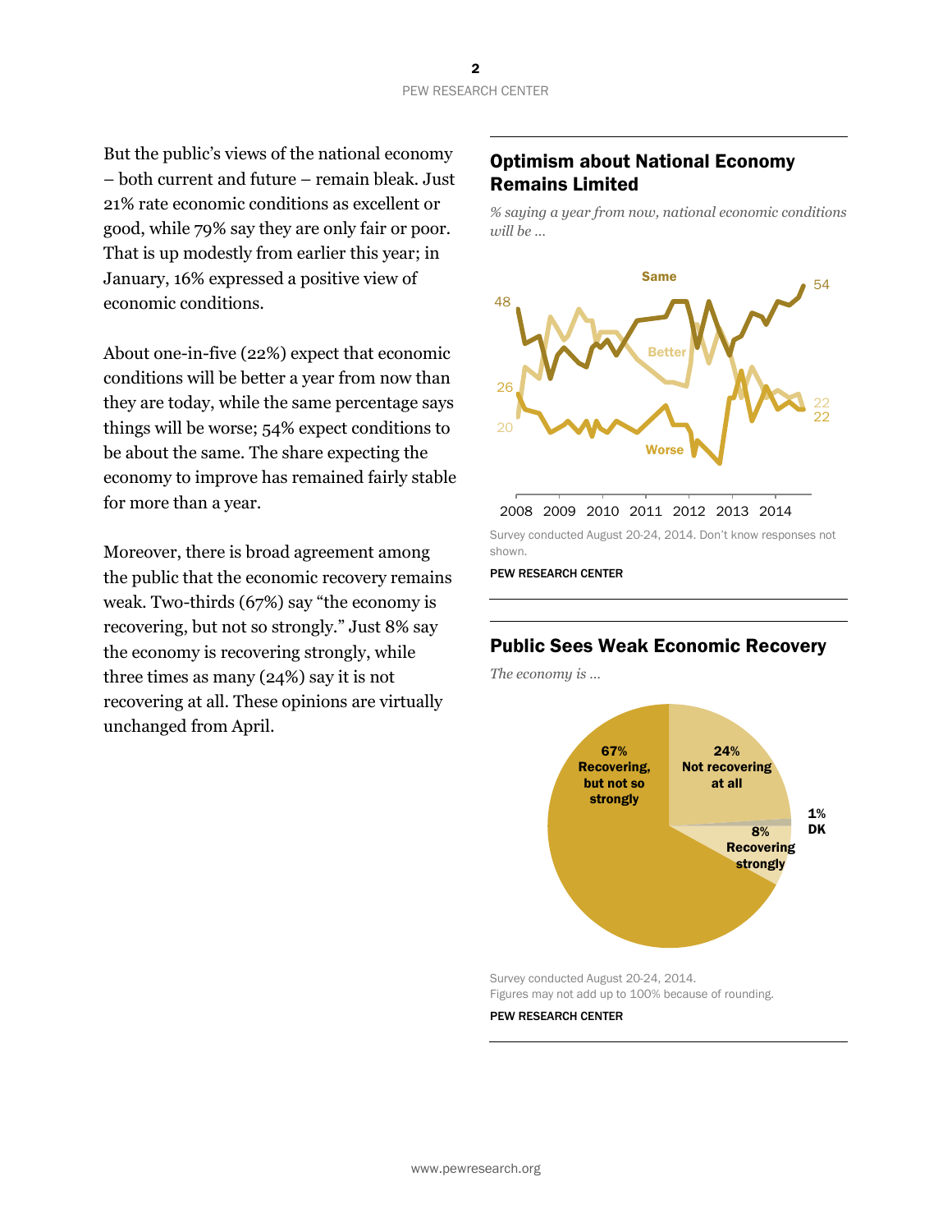But the public's views of the national economy – both current and future – remain bleak. Just 21% rate economic conditions as excellent or good, while 79% say they are only fair or poor. That is up modestly from earlier this year; in January, 16% expressed a positive view of economic conditions.

About one-in-five (22%) expect that economic conditions will be better a year from now than they are today, while the same percentage says things will be worse; 54% expect conditions to be about the same. The share expecting the economy to improve has remained fairly stable for more than a year.

Moreover, there is broad agreement among the public that the economic recovery remains weak. Two-thirds (67%) say "the economy is recovering, but not so strongly." Just 8% say the economy is recovering strongly, while three times as many (24%) say it is not recovering at all. These opinions are virtually unchanged from April.

## Optimism about National Economy Remains Limited

*% saying a year from now, national economic conditions will be ...*

Survey conducted August 20-24, 2014. Don't know responses not shown.

PEW RESEARCH CENTER

## Public Sees Weak Economic Recovery

*The economy is ...*

| Response | % |
|---|---|
| Recovering, but not so strongly | 67% |
| Not recovering at all | 24% |
| Recovering strongly | 8% |
| DK | 1% |

Survey conducted August 20-24, 2014.
Figures may not add up to 100% because of rounding.

PEW RESEARCH CENTER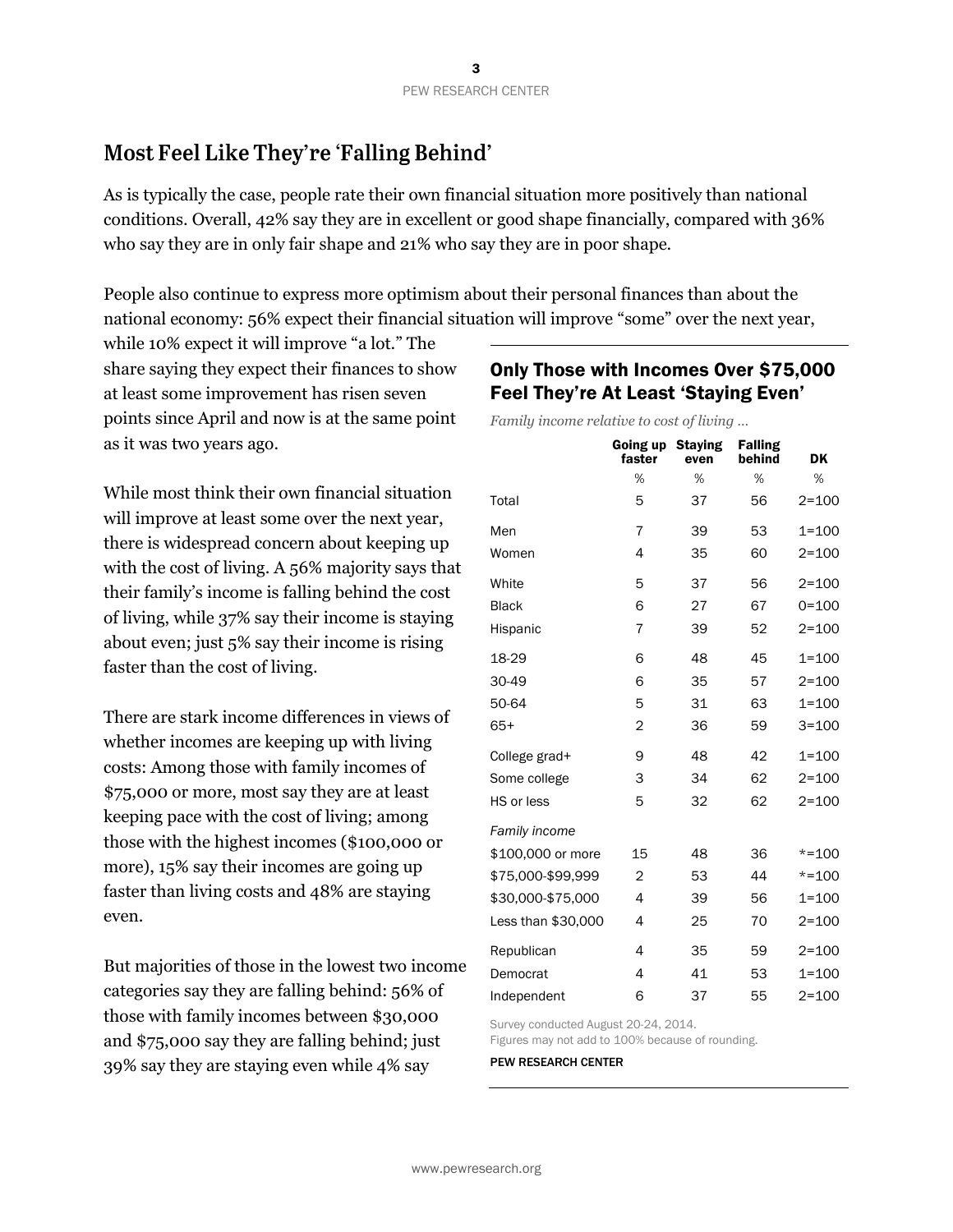## Most Feel Like They're 'Falling Behind'

As is typically the case, people rate their own financial situation more positively than national conditions. Overall, 42% say they are in excellent or good shape financially, compared with 36% who say they are in only fair shape and 21% who say they are in poor shape.

People also continue to express more optimism about their personal finances than about the national economy: 56% expect their financial situation will improve "some" over the next year, while 10% expect it will improve "a lot." The share saying they expect their finances to show at least some improvement has risen seven points since April and now is at the same point as it was two years ago.

While most think their own financial situation will improve at least some over the next year, there is widespread concern about keeping up with the cost of living. A 56% majority says that their family's income is falling behind the cost of living, while 37% say their income is staying about even; just 5% say their income is rising faster than the cost of living.

There are stark income differences in views of whether incomes are keeping up with living costs: Among those with family incomes of $75,000 or more, most say they are at least keeping pace with the cost of living; among those with the highest incomes ($100,000 or more), 15% say their incomes are going up faster than living costs and 48% are staying even.

But majorities of those in the lowest two income categories say they are falling behind: 56% of those with family incomes between $30,000 and $75,000 say they are falling behind; just 39% say they are staying even while 4% say

### Only Those with Incomes Over $75,000 Feel They're At Least 'Staying Even'

*Family income relative to cost of living ...*

| | Going up faster | Staying even | Falling behind | DK |
|---|---|---|---|---|
| | % | % | % | % |
| Total | 5 | 37 | 56 | 2=100 |
| Men | 7 | 39 | 53 | 1=100 |
| Women | 4 | 35 | 60 | 2=100 |
| White | 5 | 37 | 56 | 2=100 |
| Black | 6 | 27 | 67 | 0=100 |
| Hispanic | 7 | 39 | 52 | 2=100 |
| 18-29 | 6 | 48 | 45 | 1=100 |
| 30-49 | 6 | 35 | 57 | 2=100 |
| 50-64 | 5 | 31 | 63 | 1=100 |
| 65+ | 2 | 36 | 59 | 3=100 |
| College grad+ | 9 | 48 | 42 | 1=100 |
| Some college | 3 | 34 | 62 | 2=100 |
| HS or less | 5 | 32 | 62 | 2=100 |
| *Family income* | | | | |
| $100,000 or more | 15 | 48 | 36 | *=100 |
| $75,000-$99,999 | 2 | 53 | 44 | *=100 |
| $30,000-$75,000 | 4 | 39 | 56 | 1=100 |
| Less than $30,000 | 4 | 25 | 70 | 2=100 |
| Republican | 4 | 35 | 59 | 2=100 |
| Democrat | 4 | 41 | 53 | 1=100 |
| Independent | 6 | 37 | 55 | 2=100 |

Survey conducted August 20-24, 2014.
Figures may not add to 100% because of rounding.

PEW RESEARCH CENTER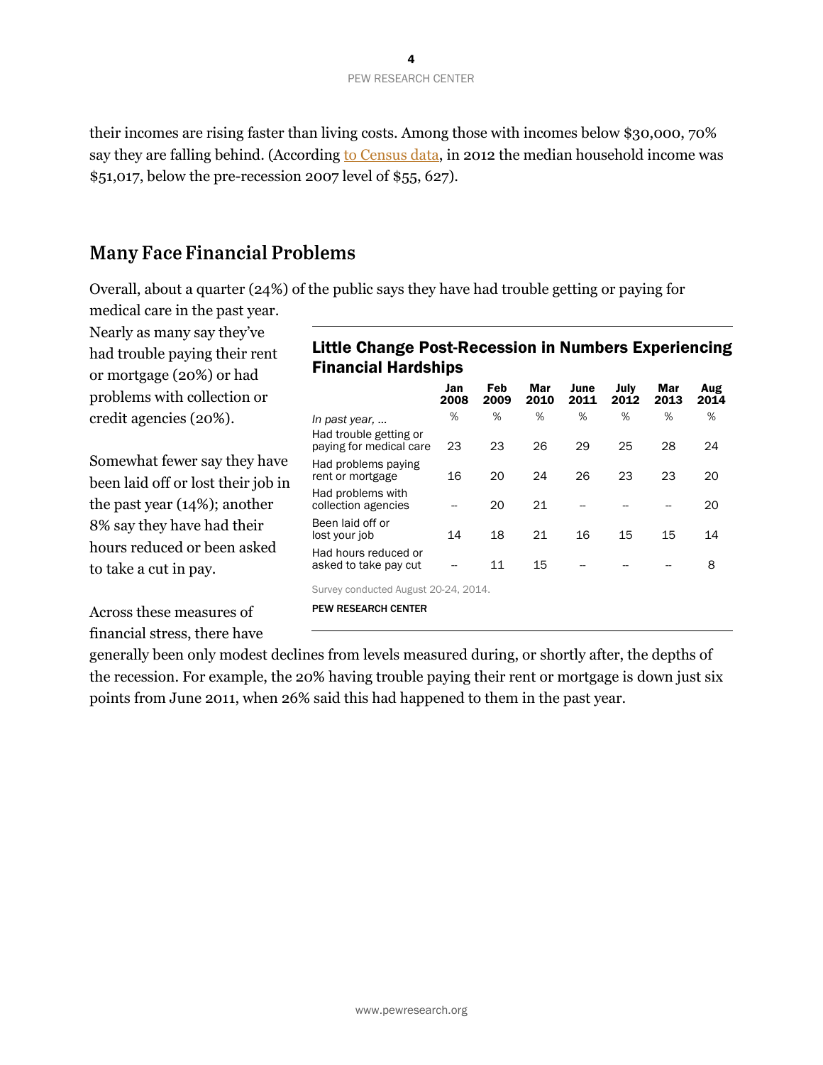their incomes are rising faster than living costs. Among those with incomes below $30,000, 70% say they are falling behind. (According to Census data, in 2012 the median household income was $51,017, below the pre-recession 2007 level of $55, 627).

## Many Face Financial Problems

Overall, about a quarter (24%) of the public says they have had trouble getting or paying for medical care in the past year. Nearly as many say they've had trouble paying their rent or mortgage (20%) or had problems with collection or credit agencies (20%).

Somewhat fewer say they have been laid off or lost their job in the past year (14%); another 8% say they have had their hours reduced or been asked to take a cut in pay.

**Little Change Post-Recession in Numbers Experiencing Financial Hardships**

| | Jan 2008 | Feb 2009 | Mar 2010 | June 2011 | July 2012 | Mar 2013 | Aug 2014 |
|---|---|---|---|---|---|---|---|
| *In past year, …* | % | % | % | % | % | % | % |
| Had trouble getting or paying for medical care | 23 | 23 | 26 | 29 | 25 | 28 | 24 |
| Had problems paying rent or mortgage | 16 | 20 | 24 | 26 | 23 | 23 | 20 |
| Had problems with collection agencies | -- | 20 | 21 | -- | -- | -- | 20 |
| Been laid off or lost your job | 14 | 18 | 21 | 16 | 15 | 15 | 14 |
| Had hours reduced or asked to take pay cut | -- | 11 | 15 | -- | -- | -- | 8 |

Survey conducted August 20-24, 2014.

PEW RESEARCH CENTER

Across these measures of financial stress, there have generally been only modest declines from levels measured during, or shortly after, the depths of the recession. For example, the 20% having trouble paying their rent or mortgage is down just six points from June 2011, when 26% said this had happened to them in the past year.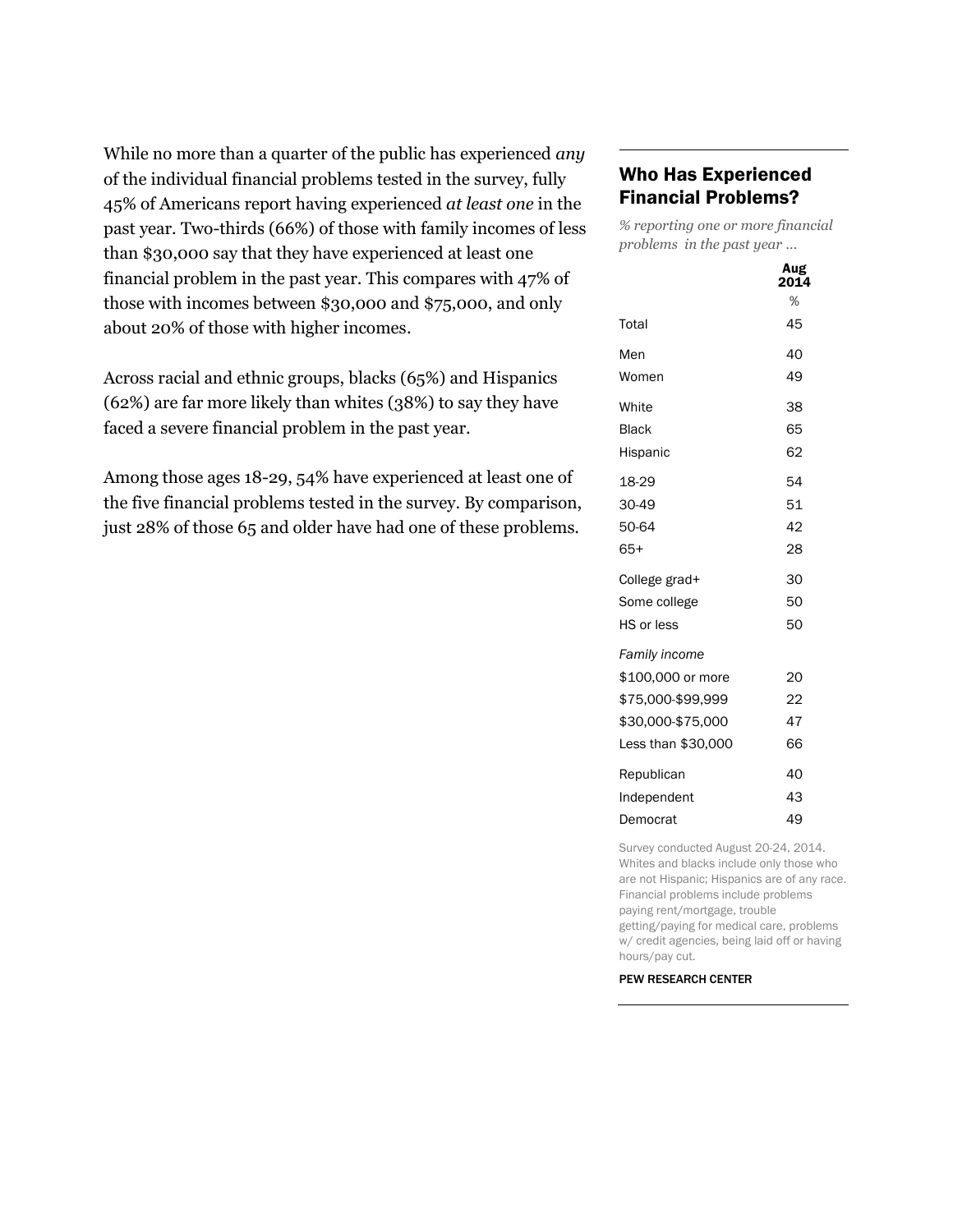While no more than a quarter of the public has experienced *any* of the individual financial problems tested in the survey, fully 45% of Americans report having experienced *at least one* in the past year. Two-thirds (66%) of those with family incomes of less than $30,000 say that they have experienced at least one financial problem in the past year. This compares with 47% of those with incomes between $30,000 and $75,000, and only about 20% of those with higher incomes.

Across racial and ethnic groups, blacks (65%) and Hispanics (62%) are far more likely than whites (38%) to say they have faced a severe financial problem in the past year.

Among those ages 18-29, 54% have experienced at least one of the five financial problems tested in the survey. By comparison, just 28% of those 65 and older have had one of these problems.

## Who Has Experienced Financial Problems?

*% reporting one or more financial problems in the past year …*

| | Aug 2014 |
|---|---|
| | % |
| Total | 45 |
| Men | 40 |
| Women | 49 |
| White | 38 |
| Black | 65 |
| Hispanic | 62 |
| 18-29 | 54 |
| 30-49 | 51 |
| 50-64 | 42 |
| 65+ | 28 |
| College grad+ | 30 |
| Some college | 50 |
| HS or less | 50 |
| *Family income* | |
| $100,000 or more | 20 |
| $75,000-$99,999 | 22 |
| $30,000-$75,000 | 47 |
| Less than $30,000 | 66 |
| Republican | 40 |
| Independent | 43 |
| Democrat | 49 |

Survey conducted August 20-24, 2014. Whites and blacks include only those who are not Hispanic; Hispanics are of any race. Financial problems include problems paying rent/mortgage, trouble getting/paying for medical care, problems w/ credit agencies, being laid off or having hours/pay cut.

PEW RESEARCH CENTER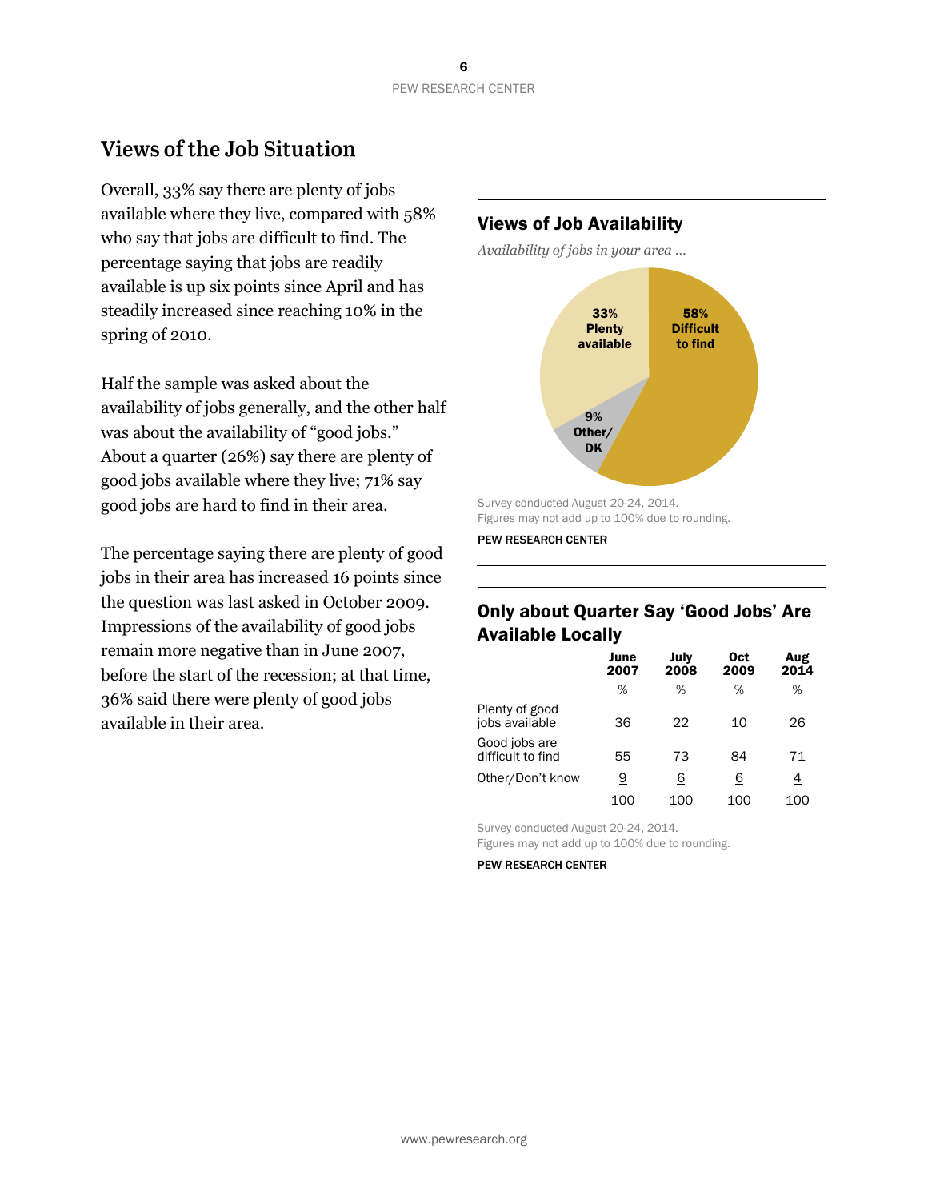## Views of the Job Situation

Overall, 33% say there are plenty of jobs available where they live, compared with 58% who say that jobs are difficult to find. The percentage saying that jobs are readily available is up six points since April and has steadily increased since reaching 10% in the spring of 2010.

Half the sample was asked about the availability of jobs generally, and the other half was about the availability of "good jobs." About a quarter (26%) say there are plenty of good jobs available where they live; 71% say good jobs are hard to find in their area.

The percentage saying there are plenty of good jobs in their area has increased 16 points since the question was last asked in October 2009. Impressions of the availability of good jobs remain more negative than in June 2007, before the start of the recession; at that time, 36% said there were plenty of good jobs available in their area.

### Views of Job Availability

*Availability of jobs in your area …*

- 33% Plenty available
- 58% Difficult to find
- 9% Other/DK

Survey conducted August 20-24, 2014.
Figures may not add up to 100% due to rounding.

PEW RESEARCH CENTER

### Only about Quarter Say 'Good Jobs' Are Available Locally

| | June 2007 | July 2008 | Oct 2009 | Aug 2014 |
|---|---|---|---|---|
| | % | % | % | % |
| Plenty of good jobs available | 36 | 22 | 10 | 26 |
| Good jobs are difficult to find | 55 | 73 | 84 | 71 |
| Other/Don't know | 9 | 6 | 6 | 4 |
| | 100 | 100 | 100 | 100 |

Survey conducted August 20-24, 2014.
Figures may not add up to 100% due to rounding.

PEW RESEARCH CENTER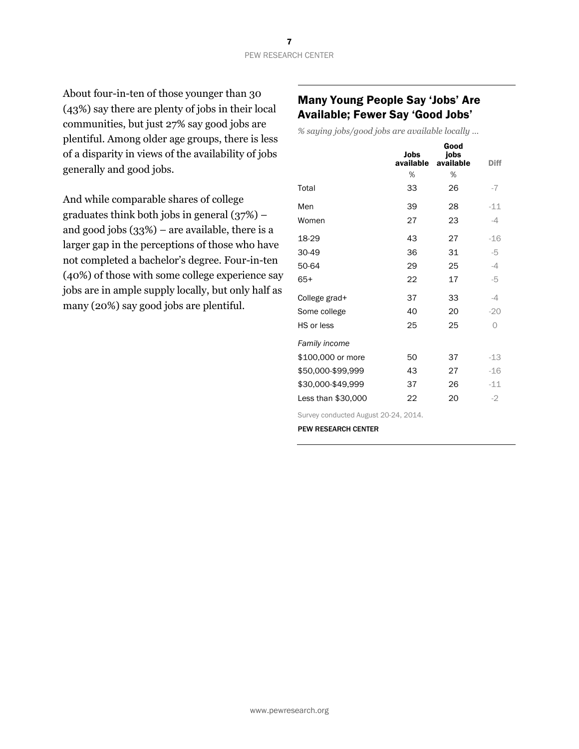About four-in-ten of those younger than 30 (43%) say there are plenty of jobs in their local communities, but just 27% say good jobs are plentiful. Among older age groups, there is less of a disparity in views of the availability of jobs generally and good jobs.

And while comparable shares of college graduates think both jobs in general (37%) – and good jobs (33%) – are available, there is a larger gap in the perceptions of those who have not completed a bachelor's degree. Four-in-ten (40%) of those with some college experience say jobs are in ample supply locally, but only half as many (20%) say good jobs are plentiful.

## Many Young People Say 'Jobs' Are Available; Fewer Say 'Good Jobs'

*% saying jobs/good jobs are available locally ...*

| | Jobs available | Good jobs available | Diff |
|---|---|---|---|
| | % | % | |
| Total | 33 | 26 | -7 |
| Men | 39 | 28 | -11 |
| Women | 27 | 23 | -4 |
| 18-29 | 43 | 27 | -16 |
| 30-49 | 36 | 31 | -5 |
| 50-64 | 29 | 25 | -4 |
| 65+ | 22 | 17 | -5 |
| College grad+ | 37 | 33 | -4 |
| Some college | 40 | 20 | -20 |
| HS or less | 25 | 25 | 0 |
| *Family income* | | | |
| \$100,000 or more | 50 | 37 | -13 |
| \$50,000-\$99,999 | 43 | 27 | -16 |
| \$30,000-\$49,999 | 37 | 26 | -11 |
| Less than \$30,000 | 22 | 20 | -2 |

Survey conducted August 20-24, 2014.

PEW RESEARCH CENTER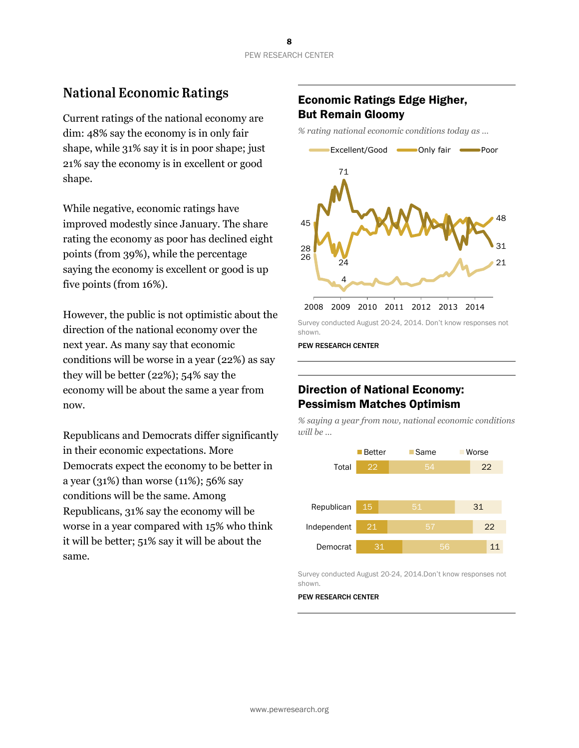## National Economic Ratings

Current ratings of the national economy are dim: 48% say the economy is in only fair shape, while 31% say it is in poor shape; just 21% say the economy is in excellent or good shape.

While negative, economic ratings have improved modestly since January. The share rating the economy as poor has declined eight points (from 39%), while the percentage saying the economy is excellent or good is up five points (from 16%).

However, the public is not optimistic about the direction of the national economy over the next year. As many say that economic conditions will be worse in a year (22%) as say they will be better (22%); 54% say the economy will be about the same a year from now.

Republicans and Democrats differ significantly in their economic expectations. More Democrats expect the economy to be better in a year (31%) than worse (11%); 56% say conditions will be the same. Among Republicans, 31% say the economy will be worse in a year compared with 15% who think it will be better; 51% say it will be about the same.

### Economic Ratings Edge Higher, But Remain Gloomy

*% rating national economic conditions today as …*

Excellent/Good — Only fair — Poor

Poor: 45 (2008), peak 71 (2009), 31 (2014)
Only fair: 28 (2008), 24 (2009), 48 (2014)
Excellent/Good: 26 (2008), 4 (2009), 21 (2014)

2008 2009 2010 2011 2012 2013 2014

Survey conducted August 20-24, 2014. Don't know responses not shown.

PEW RESEARCH CENTER

### Direction of National Economy: Pessimism Matches Optimism

*% saying a year from now, national economic conditions will be …*

| | Better | Same | Worse |
|---|---|---|---|
| Total | 22 | 54 | 22 |
| Republican | 15 | 51 | 31 |
| Independent | 21 | 57 | 22 |
| Democrat | 31 | 56 | 11 |

Survey conducted August 20-24, 2014.Don't know responses not shown.

PEW RESEARCH CENTER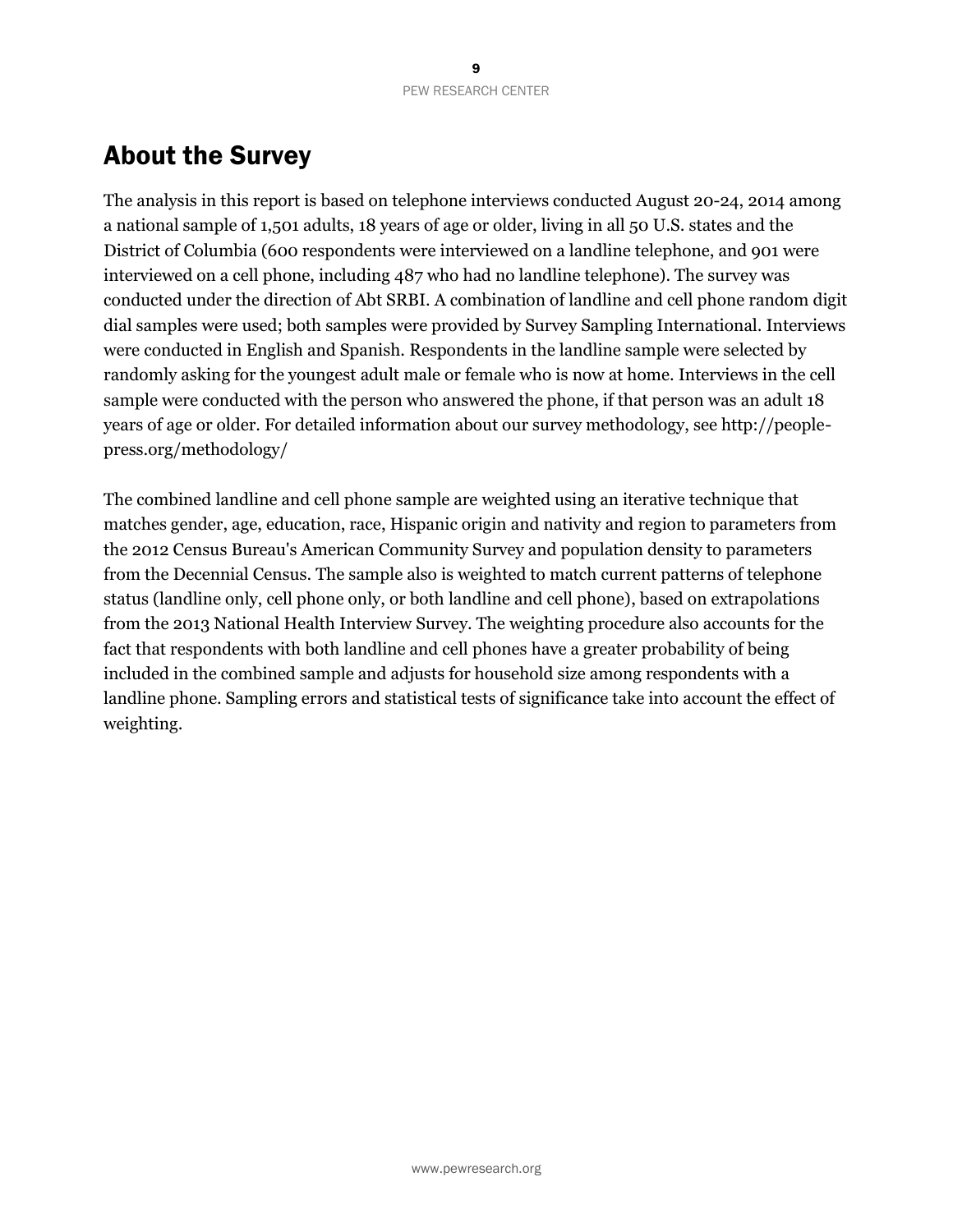# About the Survey

The analysis in this report is based on telephone interviews conducted August 20-24, 2014 among a national sample of 1,501 adults, 18 years of age or older, living in all 50 U.S. states and the District of Columbia (600 respondents were interviewed on a landline telephone, and 901 were interviewed on a cell phone, including 487 who had no landline telephone). The survey was conducted under the direction of Abt SRBI. A combination of landline and cell phone random digit dial samples were used; both samples were provided by Survey Sampling International. Interviews were conducted in English and Spanish. Respondents in the landline sample were selected by randomly asking for the youngest adult male or female who is now at home. Interviews in the cell sample were conducted with the person who answered the phone, if that person was an adult 18 years of age or older. For detailed information about our survey methodology, see http://people-press.org/methodology/

The combined landline and cell phone sample are weighted using an iterative technique that matches gender, age, education, race, Hispanic origin and nativity and region to parameters from the 2012 Census Bureau's American Community Survey and population density to parameters from the Decennial Census. The sample also is weighted to match current patterns of telephone status (landline only, cell phone only, or both landline and cell phone), based on extrapolations from the 2013 National Health Interview Survey. The weighting procedure also accounts for the fact that respondents with both landline and cell phones have a greater probability of being included in the combined sample and adjusts for household size among respondents with a landline phone. Sampling errors and statistical tests of significance take into account the effect of weighting.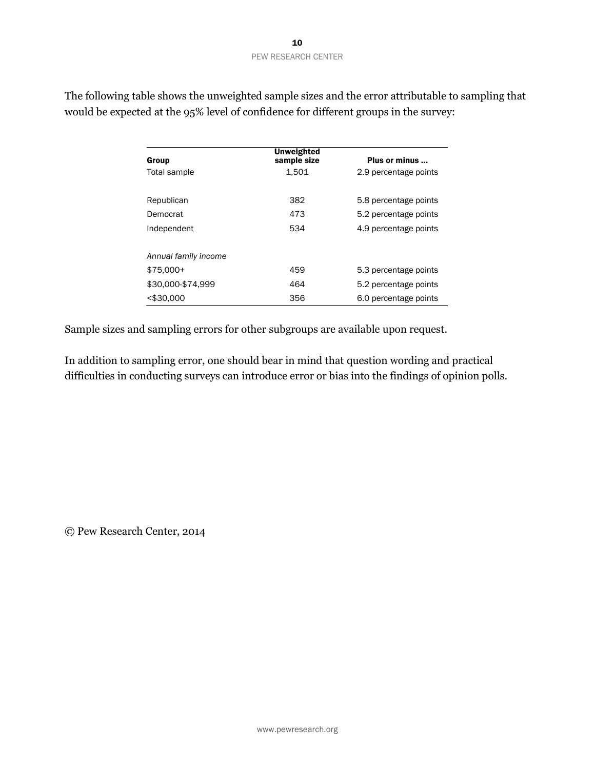The following table shows the unweighted sample sizes and the error attributable to sampling that would be expected at the 95% level of confidence for different groups in the survey:

| Group | Unweighted sample size | Plus or minus ... |
|---|---|---|
| Total sample | 1,501 | 2.9 percentage points |
| | | |
| Republican | 382 | 5.8 percentage points |
| Democrat | 473 | 5.2 percentage points |
| Independent | 534 | 4.9 percentage points |
| | | |
| *Annual family income* | | |
| $75,000+ | 459 | 5.3 percentage points |
| $30,000-$74,999 | 464 | 5.2 percentage points |
| <$30,000 | 356 | 6.0 percentage points |

Sample sizes and sampling errors for other subgroups are available upon request.

In addition to sampling error, one should bear in mind that question wording and practical difficulties in conducting surveys can introduce error or bias into the findings of opinion polls.

© Pew Research Center, 2014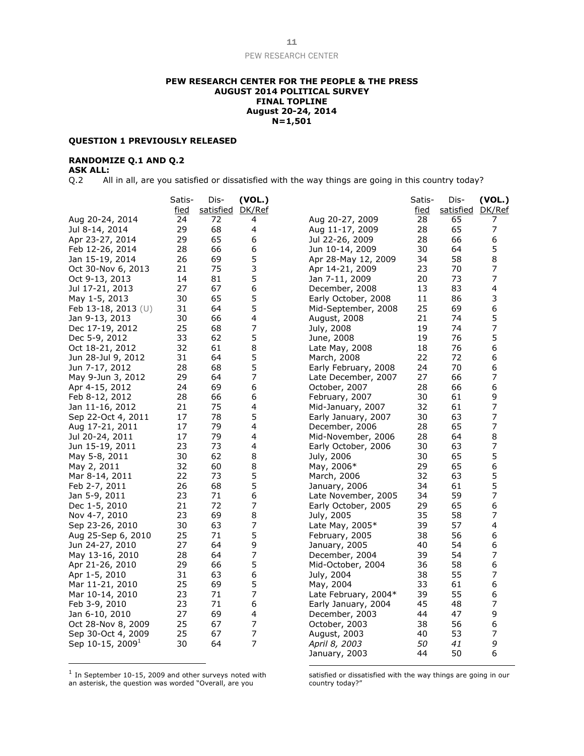**PEW RESEARCH CENTER FOR THE PEOPLE & THE PRESS**
**AUGUST 2014 POLITICAL SURVEY**
**FINAL TOPLINE**
**August 20-24, 2014**
**N=1,501**

**QUESTION 1 PREVIOUSLY RELEASED**

**RANDOMIZE Q.1 AND Q.2**
**ASK ALL:**
Q.2 All in all, are you satisfied or dissatisfied with the way things are going in this country today?

| | Satis-fied | Dis-satisfied | (VOL.) DK/Ref |
|---|---|---|---|
| Aug 20-24, 2014 | 24 | 72 | 4 |
| Jul 8-14, 2014 | 29 | 68 | 4 |
| Apr 23-27, 2014 | 29 | 65 | 6 |
| Feb 12-26, 2014 | 28 | 66 | 6 |
| Jan 15-19, 2014 | 26 | 69 | 5 |
| Oct 30-Nov 6, 2013 | 21 | 75 | 3 |
| Oct 9-13, 2013 | 14 | 81 | 5 |
| Jul 17-21, 2013 | 27 | 67 | 6 |
| May 1-5, 2013 | 30 | 65 | 5 |
| Feb 13-18, 2013 (U) | 31 | 64 | 5 |
| Jan 9-13, 2013 | 30 | 66 | 4 |
| Dec 17-19, 2012 | 25 | 68 | 7 |
| Dec 5-9, 2012 | 33 | 62 | 5 |
| Oct 18-21, 2012 | 32 | 61 | 8 |
| Jun 28-Jul 9, 2012 | 31 | 64 | 5 |
| Jun 7-17, 2012 | 28 | 68 | 5 |
| May 9-Jun 3, 2012 | 29 | 64 | 7 |
| Apr 4-15, 2012 | 24 | 69 | 6 |
| Feb 8-12, 2012 | 28 | 66 | 6 |
| Jan 11-16, 2012 | 21 | 75 | 4 |
| Sep 22-Oct 4, 2011 | 17 | 78 | 5 |
| Aug 17-21, 2011 | 17 | 79 | 4 |
| Jul 20-24, 2011 | 17 | 79 | 4 |
| Jun 15-19, 2011 | 23 | 73 | 4 |
| May 5-8, 2011 | 30 | 62 | 8 |
| May 2, 2011 | 32 | 60 | 8 |
| Mar 8-14, 2011 | 22 | 73 | 5 |
| Feb 2-7, 2011 | 26 | 68 | 5 |
| Jan 5-9, 2011 | 23 | 71 | 6 |
| Dec 1-5, 2010 | 21 | 72 | 7 |
| Nov 4-7, 2010 | 23 | 69 | 8 |
| Sep 23-26, 2010 | 30 | 63 | 7 |
| Aug 25-Sep 6, 2010 | 25 | 71 | 5 |
| Jun 24-27, 2010 | 27 | 64 | 9 |
| May 13-16, 2010 | 28 | 64 | 7 |
| Apr 21-26, 2010 | 29 | 66 | 5 |
| Apr 1-5, 2010 | 31 | 63 | 6 |
| Mar 11-21, 2010 | 25 | 69 | 5 |
| Mar 10-14, 2010 | 23 | 71 | 7 |
| Feb 3-9, 2010 | 23 | 71 | 6 |
| Jan 6-10, 2010 | 27 | 69 | 4 |
| Oct 28-Nov 8, 2009 | 25 | 67 | 7 |
| Sep 30-Oct 4, 2009 | 25 | 67 | 7 |
| Sep 10-15, 2009[1] | 30 | 64 | 7 |
| Aug 20-27, 2009 | 28 | 65 | 7 |
| Aug 11-17, 2009 | 28 | 65 | 7 |
| Jul 22-26, 2009 | 28 | 66 | 6 |
| Jun 10-14, 2009 | 30 | 64 | 5 |
| Apr 28-May 12, 2009 | 34 | 58 | 8 |
| Apr 14-21, 2009 | 23 | 70 | 7 |
| Jan 7-11, 2009 | 20 | 73 | 7 |
| December, 2008 | 13 | 83 | 4 |
| Early October, 2008 | 11 | 86 | 3 |
| Mid-September, 2008 | 25 | 69 | 6 |
| August, 2008 | 21 | 74 | 5 |
| July, 2008 | 19 | 74 | 7 |
| June, 2008 | 19 | 76 | 5 |
| Late May, 2008 | 18 | 76 | 6 |
| March, 2008 | 22 | 72 | 6 |
| Early February, 2008 | 24 | 70 | 6 |
| Late December, 2007 | 27 | 66 | 7 |
| October, 2007 | 28 | 66 | 6 |
| February, 2007 | 30 | 61 | 9 |
| Mid-January, 2007 | 32 | 61 | 7 |
| Early January, 2007 | 30 | 63 | 7 |
| December, 2006 | 28 | 65 | 7 |
| Mid-November, 2006 | 28 | 64 | 8 |
| Early October, 2006 | 30 | 63 | 7 |
| July, 2006 | 30 | 65 | 5 |
| May, 2006* | 29 | 65 | 6 |
| March, 2006 | 32 | 63 | 5 |
| January, 2006 | 34 | 61 | 5 |
| Late November, 2005 | 34 | 59 | 7 |
| Early October, 2005 | 29 | 65 | 6 |
| July, 2005 | 35 | 58 | 7 |
| Late May, 2005* | 39 | 57 | 4 |
| February, 2005 | 38 | 56 | 6 |
| January, 2005 | 40 | 54 | 6 |
| December, 2004 | 39 | 54 | 7 |
| Mid-October, 2004 | 36 | 58 | 6 |
| July, 2004 | 38 | 55 | 7 |
| May, 2004 | 33 | 61 | 6 |
| Late February, 2004* | 39 | 55 | 6 |
| Early January, 2004 | 45 | 48 | 7 |
| December, 2003 | 44 | 47 | 9 |
| October, 2003 | 38 | 56 | 6 |
| August, 2003 | 40 | 53 | 7 |
| *April 8, 2003* | *50* | *41* | *9* |
| January, 2003 | 44 | 50 | 6 |

[1] In September 10-15, 2009 and other surveys noted with an asterisk, the question was worded "Overall, are you satisfied or dissatisfied with the way things are going in our country today?"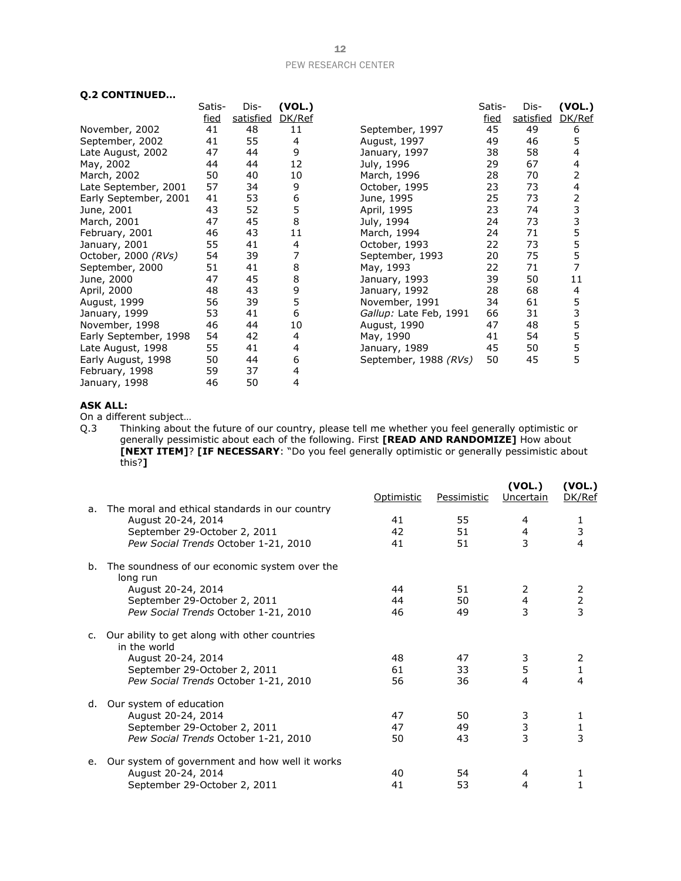**Q.2 CONTINUED…**

| | Satis-fied | Dis-satisfied | (VOL.) DK/Ref |
|---|---|---|---|
| November, 2002 | 41 | 48 | 11 |
| September, 2002 | 41 | 55 | 4 |
| Late August, 2002 | 47 | 44 | 9 |
| May, 2002 | 44 | 44 | 12 |
| March, 2002 | 50 | 40 | 10 |
| Late September, 2001 | 57 | 34 | 9 |
| Early September, 2001 | 41 | 53 | 6 |
| June, 2001 | 43 | 52 | 5 |
| March, 2001 | 47 | 45 | 8 |
| February, 2001 | 46 | 43 | 11 |
| January, 2001 | 55 | 41 | 4 |
| October, 2000 *(RVs)* | 54 | 39 | 7 |
| September, 2000 | 51 | 41 | 8 |
| June, 2000 | 47 | 45 | 8 |
| April, 2000 | 48 | 43 | 9 |
| August, 1999 | 56 | 39 | 5 |
| January, 1999 | 53 | 41 | 6 |
| November, 1998 | 46 | 44 | 10 |
| Early September, 1998 | 54 | 42 | 4 |
| Late August, 1998 | 55 | 41 | 4 |
| Early August, 1998 | 50 | 44 | 6 |
| February, 1998 | 59 | 37 | 4 |
| January, 1998 | 46 | 50 | 4 |
| September, 1997 | 45 | 49 | 6 |
| August, 1997 | 49 | 46 | 5 |
| January, 1997 | 38 | 58 | 4 |
| July, 1996 | 29 | 67 | 4 |
| March, 1996 | 28 | 70 | 2 |
| October, 1995 | 23 | 73 | 4 |
| June, 1995 | 25 | 73 | 2 |
| April, 1995 | 23 | 74 | 3 |
| July, 1994 | 24 | 73 | 3 |
| March, 1994 | 24 | 71 | 5 |
| October, 1993 | 22 | 73 | 5 |
| September, 1993 | 20 | 75 | 5 |
| May, 1993 | 22 | 71 | 7 |
| January, 1993 | 39 | 50 | 11 |
| January, 1992 | 28 | 68 | 4 |
| November, 1991 | 34 | 61 | 5 |
| *Gallup:* Late Feb, 1991 | 66 | 31 | 3 |
| August, 1990 | 47 | 48 | 5 |
| May, 1990 | 41 | 54 | 5 |
| January, 1989 | 45 | 50 | 5 |
| September, 1988 *(RVs)* | 50 | 45 | 5 |

**ASK ALL:**

On a different subject…

Q.3 Thinking about the future of our country, please tell me whether you feel generally optimistic or generally pessimistic about each of the following. First **[READ AND RANDOMIZE]** How about **[NEXT ITEM]**? **[IF NECESSARY**: "Do you feel generally optimistic or generally pessimistic about this?**]**

| | Optimistic | Pessimistic | (VOL.) Uncertain | (VOL.) DK/Ref |
|---|---|---|---|---|
| a. The moral and ethical standards in our country | | | | |
| August 20-24, 2014 | 41 | 55 | 4 | 1 |
| September 29-October 2, 2011 | 42 | 51 | 4 | 3 |
| *Pew Social Trends* October 1-21, 2010 | 41 | 51 | 3 | 4 |
| b. The soundness of our economic system over the long run | | | | |
| August 20-24, 2014 | 44 | 51 | 2 | 2 |
| September 29-October 2, 2011 | 44 | 50 | 4 | 2 |
| *Pew Social Trends* October 1-21, 2010 | 46 | 49 | 3 | 3 |
| c. Our ability to get along with other countries in the world | | | | |
| August 20-24, 2014 | 48 | 47 | 3 | 2 |
| September 29-October 2, 2011 | 61 | 33 | 5 | 1 |
| *Pew Social Trends* October 1-21, 2010 | 56 | 36 | 4 | 4 |
| d. Our system of education | | | | |
| August 20-24, 2014 | 47 | 50 | 3 | 1 |
| September 29-October 2, 2011 | 47 | 49 | 3 | 1 |
| *Pew Social Trends* October 1-21, 2010 | 50 | 43 | 3 | 3 |
| e. Our system of government and how well it works | | | | |
| August 20-24, 2014 | 40 | 54 | 4 | 1 |
| September 29-October 2, 2011 | 41 | 53 | 4 | 1 |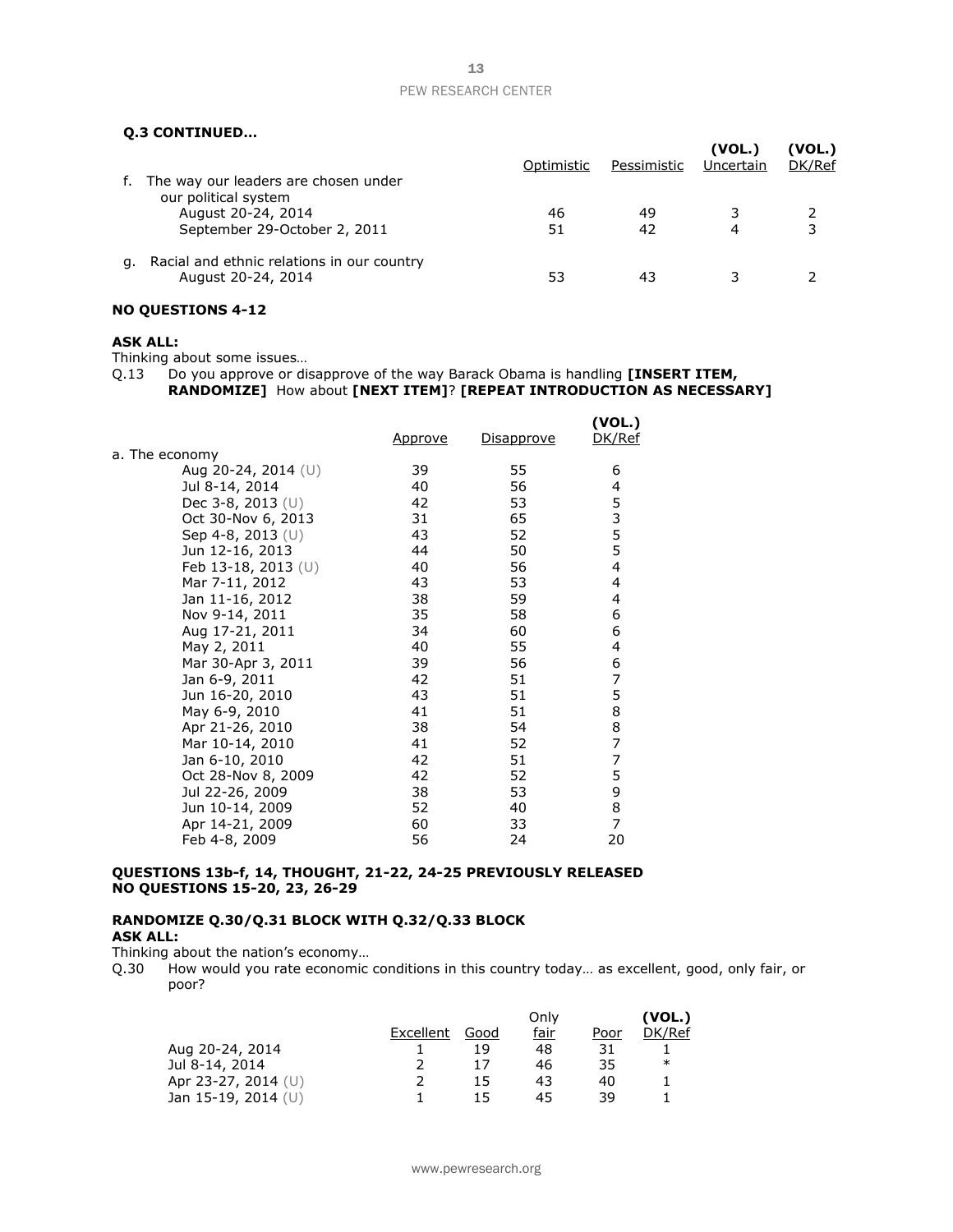**Q.3 CONTINUED…**

| | Optimistic | Pessimistic | (VOL.) Uncertain | (VOL.) DK/Ref |
|---|---|---|---|---|
| f. The way our leaders are chosen under our political system | | | | |
| August 20-24, 2014 | 46 | 49 | 3 | 2 |
| September 29-October 2, 2011 | 51 | 42 | 4 | 3 |
| g. Racial and ethnic relations in our country | | | | |
| August 20-24, 2014 | 53 | 43 | 3 | 2 |

**NO QUESTIONS 4-12**

**ASK ALL:**

Thinking about some issues…

Q.13 Do you approve or disapprove of the way Barack Obama is handling **[INSERT ITEM, RANDOMIZE]** How about **[NEXT ITEM]**? **[REPEAT INTRODUCTION AS NECESSARY]**

| | Approve | Disapprove | (VOL.) DK/Ref |
|---|---|---|---|
| a. The economy | | | |
| Aug 20-24, 2014 (U) | 39 | 55 | 6 |
| Jul 8-14, 2014 | 40 | 56 | 4 |
| Dec 3-8, 2013 (U) | 42 | 53 | 5 |
| Oct 30-Nov 6, 2013 | 31 | 65 | 3 |
| Sep 4-8, 2013 (U) | 43 | 52 | 5 |
| Jun 12-16, 2013 | 44 | 50 | 5 |
| Feb 13-18, 2013 (U) | 40 | 56 | 4 |
| Mar 7-11, 2012 | 43 | 53 | 4 |
| Jan 11-16, 2012 | 38 | 59 | 4 |
| Nov 9-14, 2011 | 35 | 58 | 6 |
| Aug 17-21, 2011 | 34 | 60 | 6 |
| May 2, 2011 | 40 | 55 | 4 |
| Mar 30-Apr 3, 2011 | 39 | 56 | 6 |
| Jan 6-9, 2011 | 42 | 51 | 7 |
| Jun 16-20, 2010 | 43 | 51 | 5 |
| May 6-9, 2010 | 41 | 51 | 8 |
| Apr 21-26, 2010 | 38 | 54 | 8 |
| Mar 10-14, 2010 | 41 | 52 | 7 |
| Jan 6-10, 2010 | 42 | 51 | 7 |
| Oct 28-Nov 8, 2009 | 42 | 52 | 5 |
| Jul 22-26, 2009 | 38 | 53 | 9 |
| Jun 10-14, 2009 | 52 | 40 | 8 |
| Apr 14-21, 2009 | 60 | 33 | 7 |
| Feb 4-8, 2009 | 56 | 24 | 20 |

**QUESTIONS 13b-f, 14, THOUGHT, 21-22, 24-25 PREVIOUSLY RELEASED**
**NO QUESTIONS 15-20, 23, 26-29**

**RANDOMIZE Q.30/Q.31 BLOCK WITH Q.32/Q.33 BLOCK**
**ASK ALL:**

Thinking about the nation's economy…

Q.30 How would you rate economic conditions in this country today… as excellent, good, only fair, or poor?

| | Excellent | Good | Only fair | Poor | (VOL.) DK/Ref |
|---|---|---|---|---|---|
| Aug 20-24, 2014 | 1 | 19 | 48 | 31 | 1 |
| Jul 8-14, 2014 | 2 | 17 | 46 | 35 | * |
| Apr 23-27, 2014 (U) | 2 | 15 | 43 | 40 | 1 |
| Jan 15-19, 2014 (U) | 1 | 15 | 45 | 39 | 1 |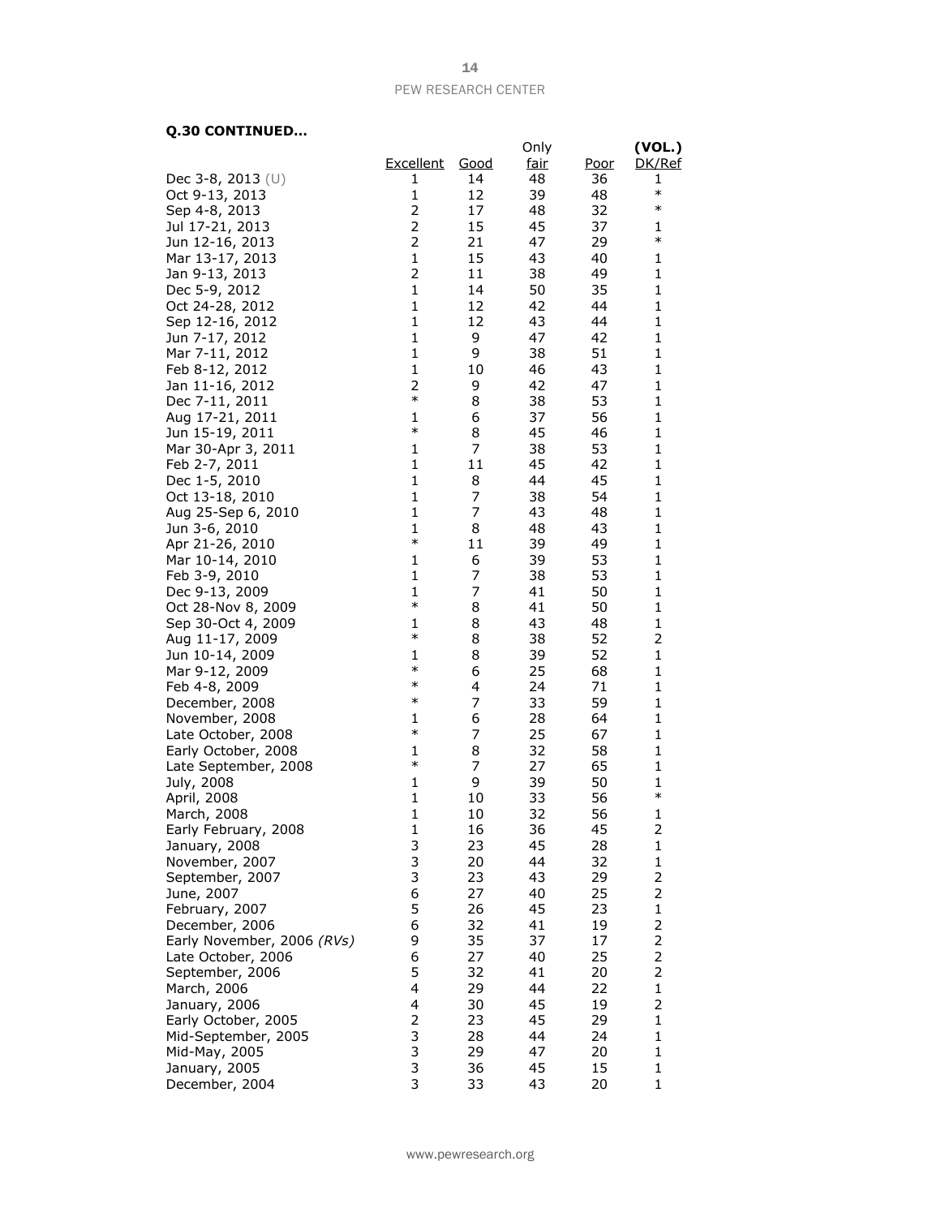**Q.30 CONTINUED…**

| | Excellent | Good | Only fair | Poor | (VOL.) DK/Ref |
|---|---|---|---|---|---|
| Dec 3-8, 2013 (U) | 1 | 14 | 48 | 36 | 1 |
| Oct 9-13, 2013 | 1 | 12 | 39 | 48 | * |
| Sep 4-8, 2013 | 2 | 17 | 48 | 32 | * |
| Jul 17-21, 2013 | 2 | 15 | 45 | 37 | 1 |
| Jun 12-16, 2013 | 2 | 21 | 47 | 29 | * |
| Mar 13-17, 2013 | 1 | 15 | 43 | 40 | 1 |
| Jan 9-13, 2013 | 2 | 11 | 38 | 49 | 1 |
| Dec 5-9, 2012 | 1 | 14 | 50 | 35 | 1 |
| Oct 24-28, 2012 | 1 | 12 | 42 | 44 | 1 |
| Sep 12-16, 2012 | 1 | 12 | 43 | 44 | 1 |
| Jun 7-17, 2012 | 1 | 9 | 47 | 42 | 1 |
| Mar 7-11, 2012 | 1 | 9 | 38 | 51 | 1 |
| Feb 8-12, 2012 | 1 | 10 | 46 | 43 | 1 |
| Jan 11-16, 2012 | 2 | 9 | 42 | 47 | 1 |
| Dec 7-11, 2011 | * | 8 | 38 | 53 | 1 |
| Aug 17-21, 2011 | 1 | 6 | 37 | 56 | 1 |
| Jun 15-19, 2011 | * | 8 | 45 | 46 | 1 |
| Mar 30-Apr 3, 2011 | 1 | 7 | 38 | 53 | 1 |
| Feb 2-7, 2011 | 1 | 11 | 45 | 42 | 1 |
| Dec 1-5, 2010 | 1 | 8 | 44 | 45 | 1 |
| Oct 13-18, 2010 | 1 | 7 | 38 | 54 | 1 |
| Aug 25-Sep 6, 2010 | 1 | 7 | 43 | 48 | 1 |
| Jun 3-6, 2010 | 1 | 8 | 48 | 43 | 1 |
| Apr 21-26, 2010 | * | 11 | 39 | 49 | 1 |
| Mar 10-14, 2010 | 1 | 6 | 39 | 53 | 1 |
| Feb 3-9, 2010 | 1 | 7 | 38 | 53 | 1 |
| Dec 9-13, 2009 | 1 | 7 | 41 | 50 | 1 |
| Oct 28-Nov 8, 2009 | * | 8 | 41 | 50 | 1 |
| Sep 30-Oct 4, 2009 | 1 | 8 | 43 | 48 | 1 |
| Aug 11-17, 2009 | * | 8 | 38 | 52 | 2 |
| Jun 10-14, 2009 | 1 | 8 | 39 | 52 | 1 |
| Mar 9-12, 2009 | * | 6 | 25 | 68 | 1 |
| Feb 4-8, 2009 | * | 4 | 24 | 71 | 1 |
| December, 2008 | * | 7 | 33 | 59 | 1 |
| November, 2008 | 1 | 6 | 28 | 64 | 1 |
| Late October, 2008 | * | 7 | 25 | 67 | 1 |
| Early October, 2008 | 1 | 8 | 32 | 58 | 1 |
| Late September, 2008 | * | 7 | 27 | 65 | 1 |
| July, 2008 | 1 | 9 | 39 | 50 | 1 |
| April, 2008 | 1 | 10 | 33 | 56 | * |
| March, 2008 | 1 | 10 | 32 | 56 | 1 |
| Early February, 2008 | 1 | 16 | 36 | 45 | 2 |
| January, 2008 | 3 | 23 | 45 | 28 | 1 |
| November, 2007 | 3 | 20 | 44 | 32 | 1 |
| September, 2007 | 3 | 23 | 43 | 29 | 2 |
| June, 2007 | 6 | 27 | 40 | 25 | 2 |
| February, 2007 | 5 | 26 | 45 | 23 | 1 |
| December, 2006 | 6 | 32 | 41 | 19 | 2 |
| Early November, 2006 *(RVs)* | 9 | 35 | 37 | 17 | 2 |
| Late October, 2006 | 6 | 27 | 40 | 25 | 2 |
| September, 2006 | 5 | 32 | 41 | 20 | 2 |
| March, 2006 | 4 | 29 | 44 | 22 | 1 |
| January, 2006 | 4 | 30 | 45 | 19 | 2 |
| Early October, 2005 | 2 | 23 | 45 | 29 | 1 |
| Mid-September, 2005 | 3 | 28 | 44 | 24 | 1 |
| Mid-May, 2005 | 3 | 29 | 47 | 20 | 1 |
| January, 2005 | 3 | 36 | 45 | 15 | 1 |
| December, 2004 | 3 | 33 | 43 | 20 | 1 |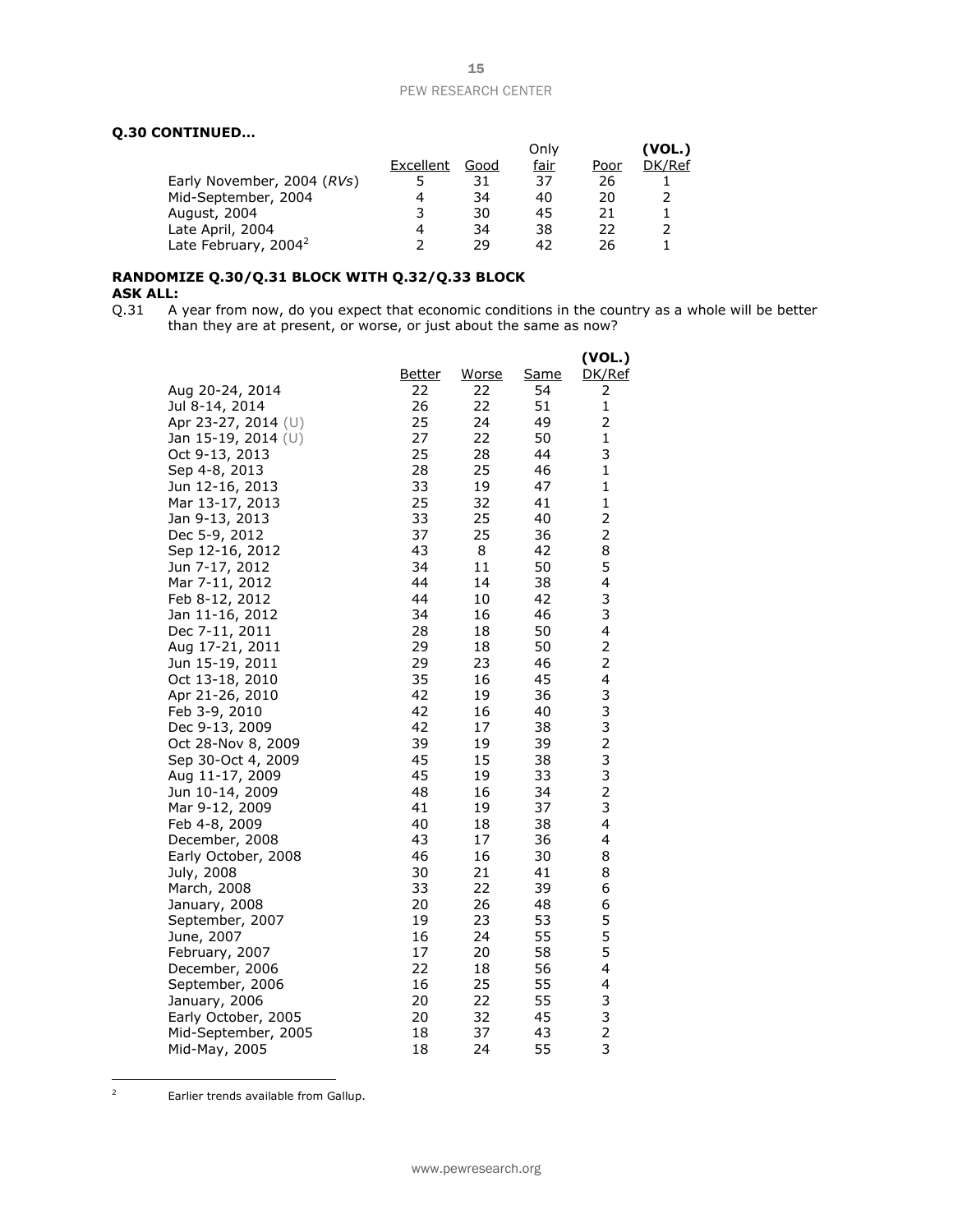**Q.30 CONTINUED…**

| | Excellent | Good | Only fair | Poor | (VOL.) DK/Ref |
|---|---|---|---|---|---|
| Early November, 2004 (*RVs*) | 5 | 31 | 37 | 26 | 1 |
| Mid-September, 2004 | 4 | 34 | 40 | 20 | 2 |
| August, 2004 | 3 | 30 | 45 | 21 | 1 |
| Late April, 2004 | 4 | 34 | 38 | 22 | 2 |
| Late February, 2004[2] | 2 | 29 | 42 | 26 | 1 |

**RANDOMIZE Q.30/Q.31 BLOCK WITH Q.32/Q.33 BLOCK**
**ASK ALL:**

Q.31 A year from now, do you expect that economic conditions in the country as a whole will be better than they are at present, or worse, or just about the same as now?

| | Better | Worse | Same | (VOL.) DK/Ref |
|---|---|---|---|---|
| Aug 20-24, 2014 | 22 | 22 | 54 | 2 |
| Jul 8-14, 2014 | 26 | 22 | 51 | 1 |
| Apr 23-27, 2014 (U) | 25 | 24 | 49 | 2 |
| Jan 15-19, 2014 (U) | 27 | 22 | 50 | 1 |
| Oct 9-13, 2013 | 25 | 28 | 44 | 3 |
| Sep 4-8, 2013 | 28 | 25 | 46 | 1 |
| Jun 12-16, 2013 | 33 | 19 | 47 | 1 |
| Mar 13-17, 2013 | 25 | 32 | 41 | 1 |
| Jan 9-13, 2013 | 33 | 25 | 40 | 2 |
| Dec 5-9, 2012 | 37 | 25 | 36 | 2 |
| Sep 12-16, 2012 | 43 | 8 | 42 | 8 |
| Jun 7-17, 2012 | 34 | 11 | 50 | 5 |
| Mar 7-11, 2012 | 44 | 14 | 38 | 4 |
| Feb 8-12, 2012 | 44 | 10 | 42 | 3 |
| Jan 11-16, 2012 | 34 | 16 | 46 | 3 |
| Dec 7-11, 2011 | 28 | 18 | 50 | 4 |
| Aug 17-21, 2011 | 29 | 18 | 50 | 2 |
| Jun 15-19, 2011 | 29 | 23 | 46 | 2 |
| Oct 13-18, 2010 | 35 | 16 | 45 | 4 |
| Apr 21-26, 2010 | 42 | 19 | 36 | 3 |
| Feb 3-9, 2010 | 42 | 16 | 40 | 3 |
| Dec 9-13, 2009 | 42 | 17 | 38 | 3 |
| Oct 28-Nov 8, 2009 | 39 | 19 | 39 | 2 |
| Sep 30-Oct 4, 2009 | 45 | 15 | 38 | 3 |
| Aug 11-17, 2009 | 45 | 19 | 33 | 3 |
| Jun 10-14, 2009 | 48 | 16 | 34 | 2 |
| Mar 9-12, 2009 | 41 | 19 | 37 | 3 |
| Feb 4-8, 2009 | 40 | 18 | 38 | 4 |
| December, 2008 | 43 | 17 | 36 | 4 |
| Early October, 2008 | 46 | 16 | 30 | 8 |
| July, 2008 | 30 | 21 | 41 | 8 |
| March, 2008 | 33 | 22 | 39 | 6 |
| January, 2008 | 20 | 26 | 48 | 6 |
| September, 2007 | 19 | 23 | 53 | 5 |
| June, 2007 | 16 | 24 | 55 | 5 |
| February, 2007 | 17 | 20 | 58 | 5 |
| December, 2006 | 22 | 18 | 56 | 4 |
| September, 2006 | 16 | 25 | 55 | 4 |
| January, 2006 | 20 | 22 | 55 | 3 |
| Early October, 2005 | 20 | 32 | 45 | 3 |
| Mid-September, 2005 | 18 | 37 | 43 | 2 |
| Mid-May, 2005 | 18 | 24 | 55 | 3 |

[2] Earlier trends available from Gallup.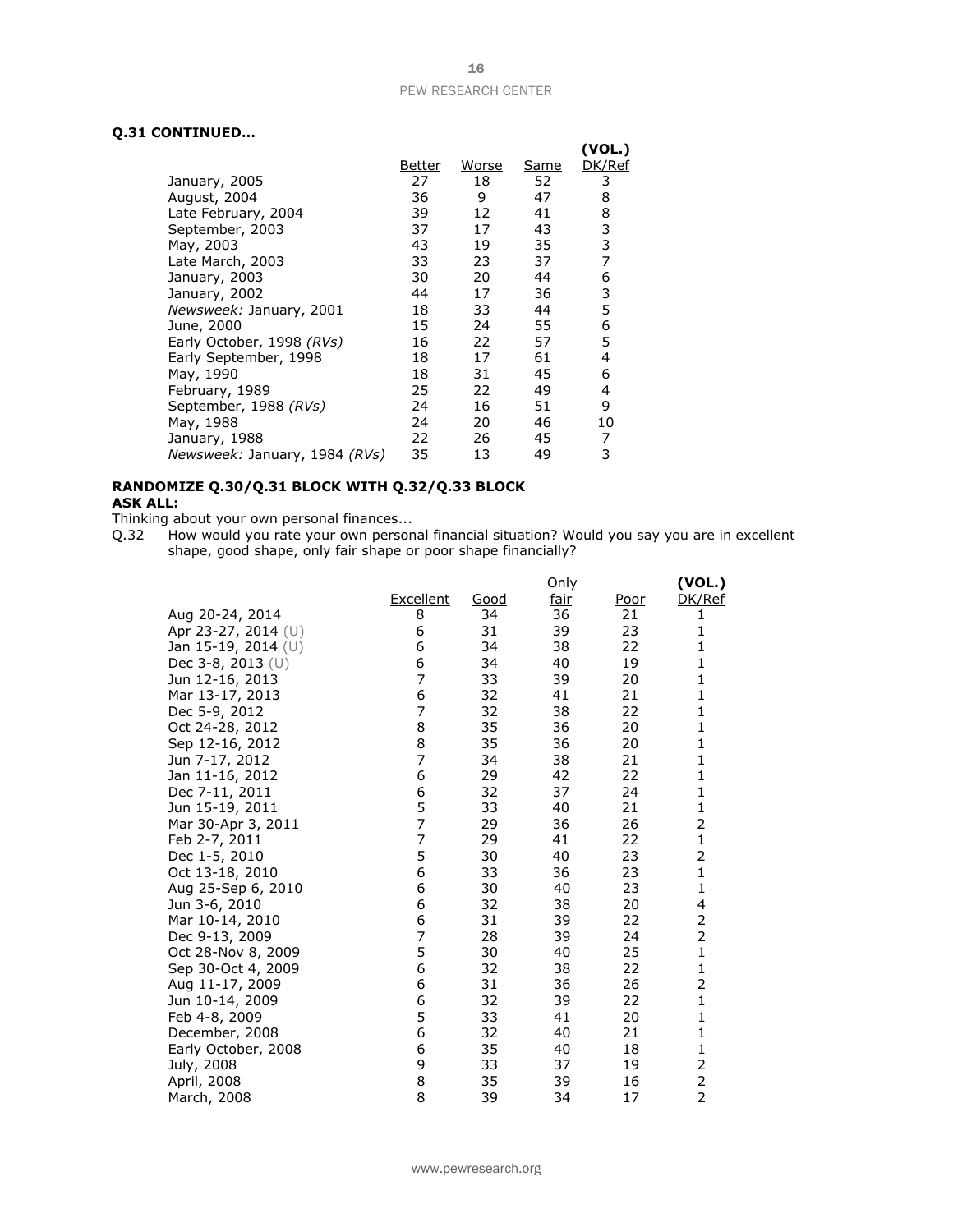**Q.31 CONTINUED…**

| | Better | Worse | Same | (VOL.) DK/Ref |
|---|---|---|---|---|
| January, 2005 | 27 | 18 | 52 | 3 |
| August, 2004 | 36 | 9 | 47 | 8 |
| Late February, 2004 | 39 | 12 | 41 | 8 |
| September, 2003 | 37 | 17 | 43 | 3 |
| May, 2003 | 43 | 19 | 35 | 3 |
| Late March, 2003 | 33 | 23 | 37 | 7 |
| January, 2003 | 30 | 20 | 44 | 6 |
| January, 2002 | 44 | 17 | 36 | 3 |
| *Newsweek:* January, 2001 | 18 | 33 | 44 | 5 |
| June, 2000 | 15 | 24 | 55 | 6 |
| Early October, 1998 *(RVs)* | 16 | 22 | 57 | 5 |
| Early September, 1998 | 18 | 17 | 61 | 4 |
| May, 1990 | 18 | 31 | 45 | 6 |
| February, 1989 | 25 | 22 | 49 | 4 |
| September, 1988 *(RVs)* | 24 | 16 | 51 | 9 |
| May, 1988 | 24 | 20 | 46 | 10 |
| January, 1988 | 22 | 26 | 45 | 7 |
| *Newsweek:* January, 1984 *(RVs)* | 35 | 13 | 49 | 3 |

**RANDOMIZE Q.30/Q.31 BLOCK WITH Q.32/Q.33 BLOCK**
**ASK ALL:**
Thinking about your own personal finances...
Q.32 How would you rate your own personal financial situation? Would you say you are in excellent shape, good shape, only fair shape or poor shape financially?

| | Excellent | Good | Only fair | Poor | (VOL.) DK/Ref |
|---|---|---|---|---|---|
| Aug 20-24, 2014 | 8 | 34 | 36 | 21 | 1 |
| Apr 23-27, 2014 (U) | 6 | 31 | 39 | 23 | 1 |
| Jan 15-19, 2014 (U) | 6 | 34 | 38 | 22 | 1 |
| Dec 3-8, 2013 (U) | 6 | 34 | 40 | 19 | 1 |
| Jun 12-16, 2013 | 7 | 33 | 39 | 20 | 1 |
| Mar 13-17, 2013 | 6 | 32 | 41 | 21 | 1 |
| Dec 5-9, 2012 | 7 | 32 | 38 | 22 | 1 |
| Oct 24-28, 2012 | 8 | 35 | 36 | 20 | 1 |
| Sep 12-16, 2012 | 8 | 35 | 36 | 20 | 1 |
| Jun 7-17, 2012 | 7 | 34 | 38 | 21 | 1 |
| Jan 11-16, 2012 | 6 | 29 | 42 | 22 | 1 |
| Dec 7-11, 2011 | 6 | 32 | 37 | 24 | 1 |
| Jun 15-19, 2011 | 5 | 33 | 40 | 21 | 1 |
| Mar 30-Apr 3, 2011 | 7 | 29 | 36 | 26 | 2 |
| Feb 2-7, 2011 | 7 | 29 | 41 | 22 | 1 |
| Dec 1-5, 2010 | 5 | 30 | 40 | 23 | 2 |
| Oct 13-18, 2010 | 6 | 33 | 36 | 23 | 1 |
| Aug 25-Sep 6, 2010 | 6 | 30 | 40 | 23 | 1 |
| Jun 3-6, 2010 | 6 | 32 | 38 | 20 | 4 |
| Mar 10-14, 2010 | 6 | 31 | 39 | 22 | 2 |
| Dec 9-13, 2009 | 7 | 28 | 39 | 24 | 2 |
| Oct 28-Nov 8, 2009 | 5 | 30 | 40 | 25 | 1 |
| Sep 30-Oct 4, 2009 | 6 | 32 | 38 | 22 | 1 |
| Aug 11-17, 2009 | 6 | 31 | 36 | 26 | 2 |
| Jun 10-14, 2009 | 6 | 32 | 39 | 22 | 1 |
| Feb 4-8, 2009 | 5 | 33 | 41 | 20 | 1 |
| December, 2008 | 6 | 32 | 40 | 21 | 1 |
| Early October, 2008 | 6 | 35 | 40 | 18 | 1 |
| July, 2008 | 9 | 33 | 37 | 19 | 2 |
| April, 2008 | 8 | 35 | 39 | 16 | 2 |
| March, 2008 | 8 | 39 | 34 | 17 | 2 |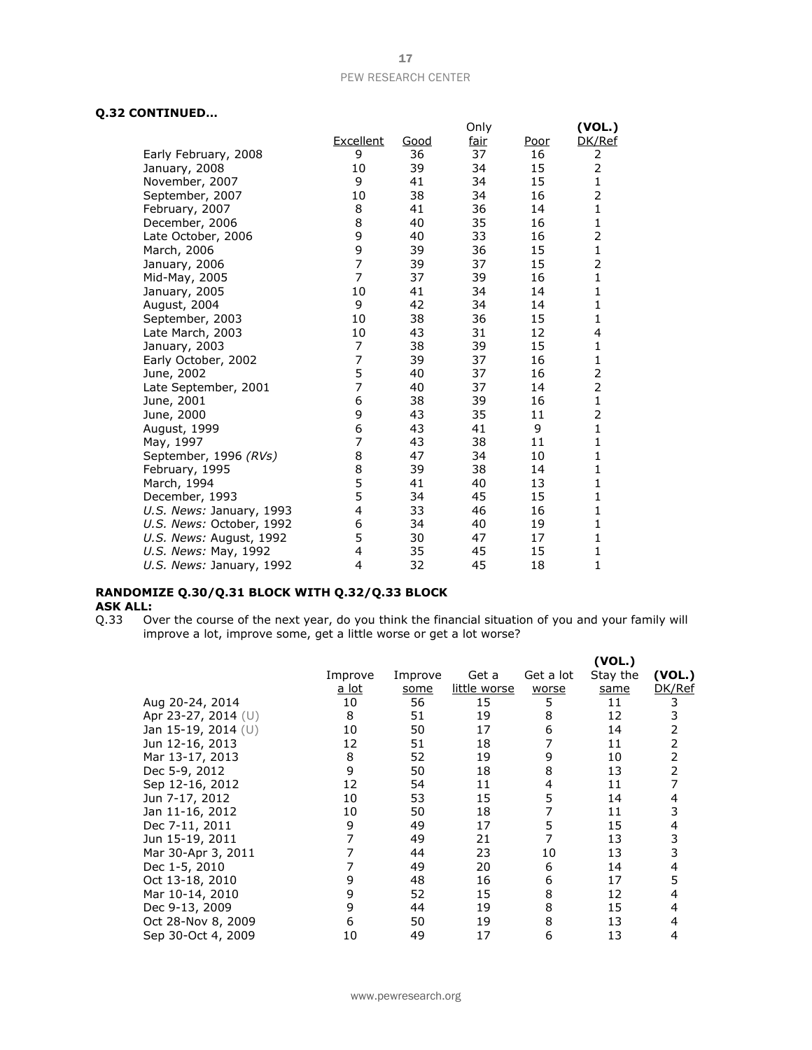**Q.32 CONTINUED…**

| | Excellent | Good | Only fair | Poor | (VOL.) DK/Ref |
|---|---|---|---|---|---|
| Early February, 2008 | 9 | 36 | 37 | 16 | 2 |
| January, 2008 | 10 | 39 | 34 | 15 | 2 |
| November, 2007 | 9 | 41 | 34 | 15 | 1 |
| September, 2007 | 10 | 38 | 34 | 16 | 2 |
| February, 2007 | 8 | 41 | 36 | 14 | 1 |
| December, 2006 | 8 | 40 | 35 | 16 | 1 |
| Late October, 2006 | 9 | 40 | 33 | 16 | 2 |
| March, 2006 | 9 | 39 | 36 | 15 | 1 |
| January, 2006 | 7 | 39 | 37 | 15 | 2 |
| Mid-May, 2005 | 7 | 37 | 39 | 16 | 1 |
| January, 2005 | 10 | 41 | 34 | 14 | 1 |
| August, 2004 | 9 | 42 | 34 | 14 | 1 |
| September, 2003 | 10 | 38 | 36 | 15 | 1 |
| Late March, 2003 | 10 | 43 | 31 | 12 | 4 |
| January, 2003 | 7 | 38 | 39 | 15 | 1 |
| Early October, 2002 | 7 | 39 | 37 | 16 | 1 |
| June, 2002 | 5 | 40 | 37 | 16 | 2 |
| Late September, 2001 | 7 | 40 | 37 | 14 | 2 |
| June, 2001 | 6 | 38 | 39 | 16 | 1 |
| June, 2000 | 9 | 43 | 35 | 11 | 2 |
| August, 1999 | 6 | 43 | 41 | 9 | 1 |
| May, 1997 | 7 | 43 | 38 | 11 | 1 |
| September, 1996 *(RVs)* | 8 | 47 | 34 | 10 | 1 |
| February, 1995 | 8 | 39 | 38 | 14 | 1 |
| March, 1994 | 5 | 41 | 40 | 13 | 1 |
| December, 1993 | 5 | 34 | 45 | 15 | 1 |
| *U.S. News:* January, 1993 | 4 | 33 | 46 | 16 | 1 |
| *U.S. News:* October, 1992 | 6 | 34 | 40 | 19 | 1 |
| *U.S. News:* August, 1992 | 5 | 30 | 47 | 17 | 1 |
| *U.S. News:* May, 1992 | 4 | 35 | 45 | 15 | 1 |
| *U.S. News:* January, 1992 | 4 | 32 | 45 | 18 | 1 |

**RANDOMIZE Q.30/Q.31 BLOCK WITH Q.32/Q.33 BLOCK**
**ASK ALL:**

Q.33 Over the course of the next year, do you think the financial situation of you and your family will improve a lot, improve some, get a little worse or get a lot worse?

| | Improve a lot | Improve some | Get a little worse | Get a lot worse | (VOL.) Stay the same | (VOL.) DK/Ref |
|---|---|---|---|---|---|---|
| Aug 20-24, 2014 | 10 | 56 | 15 | 5 | 11 | 3 |
| Apr 23-27, 2014 (U) | 8 | 51 | 19 | 8 | 12 | 3 |
| Jan 15-19, 2014 (U) | 10 | 50 | 17 | 6 | 14 | 2 |
| Jun 12-16, 2013 | 12 | 51 | 18 | 7 | 11 | 2 |
| Mar 13-17, 2013 | 8 | 52 | 19 | 9 | 10 | 2 |
| Dec 5-9, 2012 | 9 | 50 | 18 | 8 | 13 | 2 |
| Sep 12-16, 2012 | 12 | 54 | 11 | 4 | 11 | 7 |
| Jun 7-17, 2012 | 10 | 53 | 15 | 5 | 14 | 4 |
| Jan 11-16, 2012 | 10 | 50 | 18 | 7 | 11 | 3 |
| Dec 7-11, 2011 | 9 | 49 | 17 | 5 | 15 | 4 |
| Jun 15-19, 2011 | 7 | 49 | 21 | 7 | 13 | 3 |
| Mar 30-Apr 3, 2011 | 7 | 44 | 23 | 10 | 13 | 3 |
| Dec 1-5, 2010 | 7 | 49 | 20 | 6 | 14 | 4 |
| Oct 13-18, 2010 | 9 | 48 | 16 | 6 | 17 | 5 |
| Mar 10-14, 2010 | 9 | 52 | 15 | 8 | 12 | 4 |
| Dec 9-13, 2009 | 9 | 44 | 19 | 8 | 15 | 4 |
| Oct 28-Nov 8, 2009 | 6 | 50 | 19 | 8 | 13 | 4 |
| Sep 30-Oct 4, 2009 | 10 | 49 | 17 | 6 | 13 | 4 |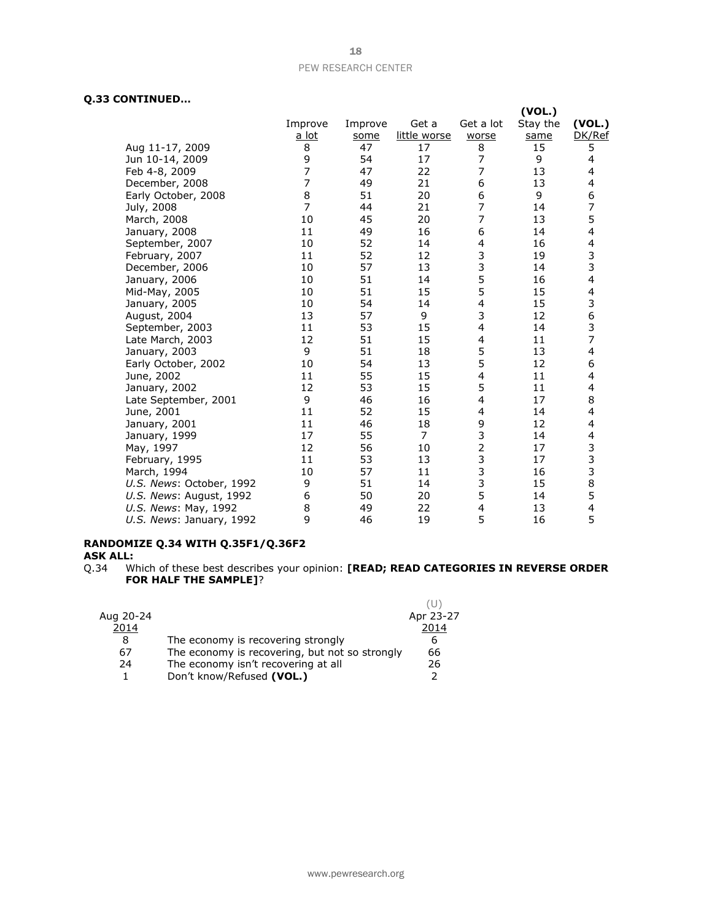**Q.33 CONTINUED…**

| | Improve a lot | Improve some | Get a little worse | Get a lot worse | (VOL.) Stay the same | (VOL.) DK/Ref |
|---|---|---|---|---|---|---|
| Aug 11-17, 2009 | 8 | 47 | 17 | 8 | 15 | 5 |
| Jun 10-14, 2009 | 9 | 54 | 17 | 7 | 9 | 4 |
| Feb 4-8, 2009 | 7 | 47 | 22 | 7 | 13 | 4 |
| December, 2008 | 7 | 49 | 21 | 6 | 13 | 4 |
| Early October, 2008 | 8 | 51 | 20 | 6 | 9 | 6 |
| July, 2008 | 7 | 44 | 21 | 7 | 14 | 7 |
| March, 2008 | 10 | 45 | 20 | 7 | 13 | 5 |
| January, 2008 | 11 | 49 | 16 | 6 | 14 | 4 |
| September, 2007 | 10 | 52 | 14 | 4 | 16 | 4 |
| February, 2007 | 11 | 52 | 12 | 3 | 19 | 3 |
| December, 2006 | 10 | 57 | 13 | 3 | 14 | 3 |
| January, 2006 | 10 | 51 | 14 | 5 | 16 | 4 |
| Mid-May, 2005 | 10 | 51 | 15 | 5 | 15 | 4 |
| January, 2005 | 10 | 54 | 14 | 4 | 15 | 3 |
| August, 2004 | 13 | 57 | 9 | 3 | 12 | 6 |
| September, 2003 | 11 | 53 | 15 | 4 | 14 | 3 |
| Late March, 2003 | 12 | 51 | 15 | 4 | 11 | 7 |
| January, 2003 | 9 | 51 | 18 | 5 | 13 | 4 |
| Early October, 2002 | 10 | 54 | 13 | 5 | 12 | 6 |
| June, 2002 | 11 | 55 | 15 | 4 | 11 | 4 |
| January, 2002 | 12 | 53 | 15 | 5 | 11 | 4 |
| Late September, 2001 | 9 | 46 | 16 | 4 | 17 | 8 |
| June, 2001 | 11 | 52 | 15 | 4 | 14 | 4 |
| January, 2001 | 11 | 46 | 18 | 9 | 12 | 4 |
| January, 1999 | 17 | 55 | 7 | 3 | 14 | 4 |
| May, 1997 | 12 | 56 | 10 | 2 | 17 | 3 |
| February, 1995 | 11 | 53 | 13 | 3 | 17 | 3 |
| March, 1994 | 10 | 57 | 11 | 3 | 16 | 3 |
| *U.S. News*: October, 1992 | 9 | 51 | 14 | 3 | 15 | 8 |
| *U.S. News*: August, 1992 | 6 | 50 | 20 | 5 | 14 | 5 |
| *U.S. News*: May, 1992 | 8 | 49 | 22 | 4 | 13 | 4 |
| *U.S. News*: January, 1992 | 9 | 46 | 19 | 5 | 16 | 5 |

**RANDOMIZE Q.34 WITH Q.35F1/Q.36F2**

**ASK ALL:**

Q.34 Which of these best describes your opinion: **[READ; READ CATEGORIES IN REVERSE ORDER FOR HALF THE SAMPLE]**?

| Aug 20-24 2014 | | (U) Apr 23-27 2014 |
|---|---|---|
| 8 | The economy is recovering strongly | 6 |
| 67 | The economy is recovering, but not so strongly | 66 |
| 24 | The economy isn't recovering at all | 26 |
| 1 | Don't know/Refused **(VOL.)** | 2 |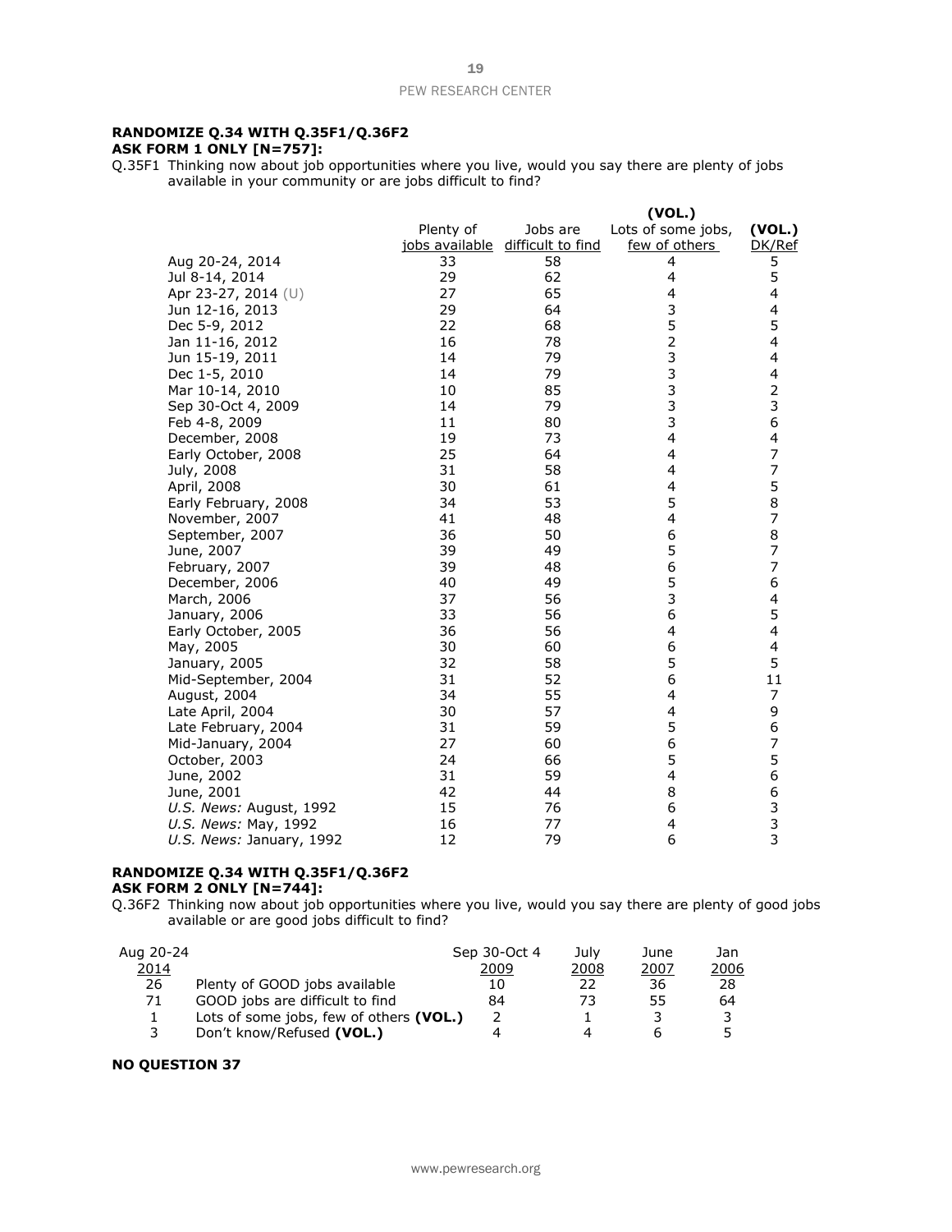**RANDOMIZE Q.34 WITH Q.35F1/Q.36F2**
**ASK FORM 1 ONLY [N=757]:**

Q.35F1 Thinking now about job opportunities where you live, would you say there are plenty of jobs available in your community or are jobs difficult to find?

| | Plenty of jobs available | Jobs are difficult to find | (VOL.) Lots of some jobs, few of others | (VOL.) DK/Ref |
|---|---|---|---|---|
| Aug 20-24, 2014 | 33 | 58 | 4 | 5 |
| Jul 8-14, 2014 | 29 | 62 | 4 | 5 |
| Apr 23-27, 2014 (U) | 27 | 65 | 4 | 4 |
| Jun 12-16, 2013 | 29 | 64 | 3 | 4 |
| Dec 5-9, 2012 | 22 | 68 | 5 | 5 |
| Jan 11-16, 2012 | 16 | 78 | 2 | 4 |
| Jun 15-19, 2011 | 14 | 79 | 3 | 4 |
| Dec 1-5, 2010 | 14 | 79 | 3 | 4 |
| Mar 10-14, 2010 | 10 | 85 | 3 | 2 |
| Sep 30-Oct 4, 2009 | 14 | 79 | 3 | 3 |
| Feb 4-8, 2009 | 11 | 80 | 3 | 6 |
| December, 2008 | 19 | 73 | 4 | 4 |
| Early October, 2008 | 25 | 64 | 4 | 7 |
| July, 2008 | 31 | 58 | 4 | 7 |
| April, 2008 | 30 | 61 | 4 | 5 |
| Early February, 2008 | 34 | 53 | 5 | 8 |
| November, 2007 | 41 | 48 | 4 | 7 |
| September, 2007 | 36 | 50 | 6 | 8 |
| June, 2007 | 39 | 49 | 5 | 7 |
| February, 2007 | 39 | 48 | 6 | 7 |
| December, 2006 | 40 | 49 | 5 | 6 |
| March, 2006 | 37 | 56 | 3 | 4 |
| January, 2006 | 33 | 56 | 6 | 5 |
| Early October, 2005 | 36 | 56 | 4 | 4 |
| May, 2005 | 30 | 60 | 6 | 4 |
| January, 2005 | 32 | 58 | 5 | 5 |
| Mid-September, 2004 | 31 | 52 | 6 | 11 |
| August, 2004 | 34 | 55 | 4 | 7 |
| Late April, 2004 | 30 | 57 | 4 | 9 |
| Late February, 2004 | 31 | 59 | 5 | 6 |
| Mid-January, 2004 | 27 | 60 | 6 | 7 |
| October, 2003 | 24 | 66 | 5 | 5 |
| June, 2002 | 31 | 59 | 4 | 6 |
| June, 2001 | 42 | 44 | 8 | 6 |
| *U.S. News:* August, 1992 | 15 | 76 | 6 | 3 |
| *U.S. News:* May, 1992 | 16 | 77 | 4 | 3 |
| *U.S. News:* January, 1992 | 12 | 79 | 6 | 3 |

**RANDOMIZE Q.34 WITH Q.35F1/Q.36F2**
**ASK FORM 2 ONLY [N=744]:**

Q.36F2 Thinking now about job opportunities where you live, would you say there are plenty of good jobs available or are good jobs difficult to find?

| Aug 20-24 2014 | | Sep 30-Oct 4 2009 | July 2008 | June 2007 | Jan 2006 |
|---|---|---|---|---|---|
| 26 | Plenty of GOOD jobs available | 10 | 22 | 36 | 28 |
| 71 | GOOD jobs are difficult to find | 84 | 73 | 55 | 64 |
| 1 | Lots of some jobs, few of others **(VOL.)** | 2 | 1 | 3 | 3 |
| 3 | Don't know/Refused **(VOL.)** | 4 | 4 | 6 | 5 |

**NO QUESTION 37**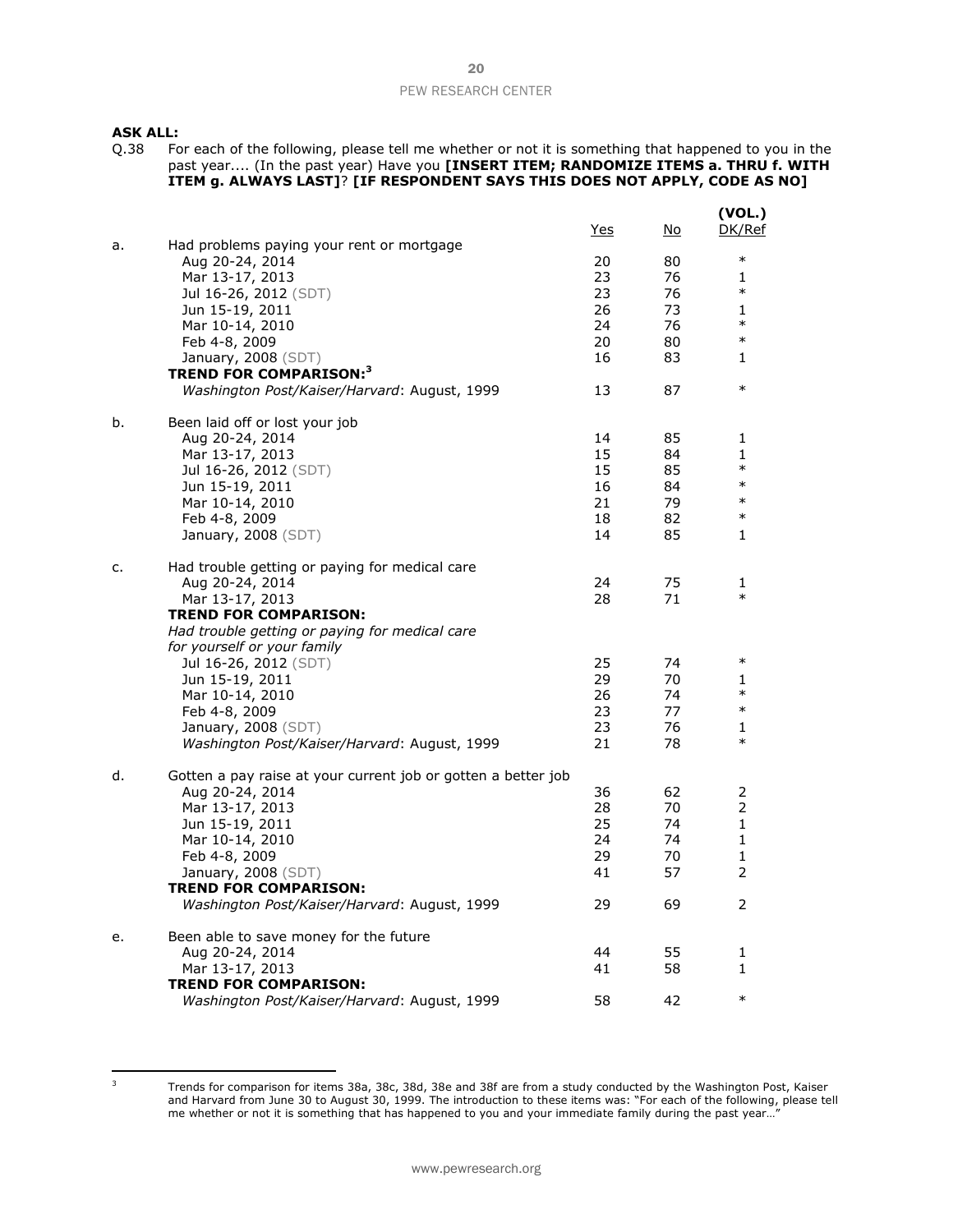**ASK ALL:**

Q.38 For each of the following, please tell me whether or not it is something that happened to you in the past year.... (In the past year) Have you **[INSERT ITEM; RANDOMIZE ITEMS a. THRU f. WITH ITEM g. ALWAYS LAST]**? **[IF RESPONDENT SAYS THIS DOES NOT APPLY, CODE AS NO]**

| | | Yes | No | (VOL.) DK/Ref |
|---|---|---|---|---|
| a. | Had problems paying your rent or mortgage | | | |
| | Aug 20-24, 2014 | 20 | 80 | * |
| | Mar 13-17, 2013 | 23 | 76 | 1 |
| | Jul 16-26, 2012 (SDT) | 23 | 76 | * |
| | Jun 15-19, 2011 | 26 | 73 | 1 |
| | Mar 10-14, 2010 | 24 | 76 | * |
| | Feb 4-8, 2009 | 20 | 80 | * |
| | January, 2008 (SDT) | 16 | 83 | 1 |
| | **TREND FOR COMPARISON:**[3] | | | |
| | *Washington Post/Kaiser/Harvard*: August, 1999 | 13 | 87 | * |
| b. | Been laid off or lost your job | | | |
| | Aug 20-24, 2014 | 14 | 85 | 1 |
| | Mar 13-17, 2013 | 15 | 84 | 1 |
| | Jul 16-26, 2012 (SDT) | 15 | 85 | * |
| | Jun 15-19, 2011 | 16 | 84 | * |
| | Mar 10-14, 2010 | 21 | 79 | * |
| | Feb 4-8, 2009 | 18 | 82 | * |
| | January, 2008 (SDT) | 14 | 85 | 1 |
| c. | Had trouble getting or paying for medical care | | | |
| | Aug 20-24, 2014 | 24 | 75 | 1 |
| | Mar 13-17, 2013 | 28 | 71 | * |
| | **TREND FOR COMPARISON:** | | | |
| | *Had trouble getting or paying for medical care for yourself or your family* | | | |
| | Jul 16-26, 2012 (SDT) | 25 | 74 | * |
| | Jun 15-19, 2011 | 29 | 70 | 1 |
| | Mar 10-14, 2010 | 26 | 74 | * |
| | Feb 4-8, 2009 | 23 | 77 | * |
| | January, 2008 (SDT) | 23 | 76 | 1 |
| | *Washington Post/Kaiser/Harvard*: August, 1999 | 21 | 78 | * |
| d. | Gotten a pay raise at your current job or gotten a better job | | | |
| | Aug 20-24, 2014 | 36 | 62 | 2 |
| | Mar 13-17, 2013 | 28 | 70 | 2 |
| | Jun 15-19, 2011 | 25 | 74 | 1 |
| | Mar 10-14, 2010 | 24 | 74 | 1 |
| | Feb 4-8, 2009 | 29 | 70 | 1 |
| | January, 2008 (SDT) | 41 | 57 | 2 |
| | **TREND FOR COMPARISON:** | | | |
| | *Washington Post/Kaiser/Harvard*: August, 1999 | 29 | 69 | 2 |
| e. | Been able to save money for the future | | | |
| | Aug 20-24, 2014 | 44 | 55 | 1 |
| | Mar 13-17, 2013 | 41 | 58 | 1 |
| | **TREND FOR COMPARISON:** | | | |
| | *Washington Post/Kaiser/Harvard*: August, 1999 | 58 | 42 | * |

[3] Trends for comparison for items 38a, 38c, 38d, 38e and 38f are from a study conducted by the Washington Post, Kaiser and Harvard from June 30 to August 30, 1999. The introduction to these items was: "For each of the following, please tell me whether or not it is something that has happened to you and your immediate family during the past year…"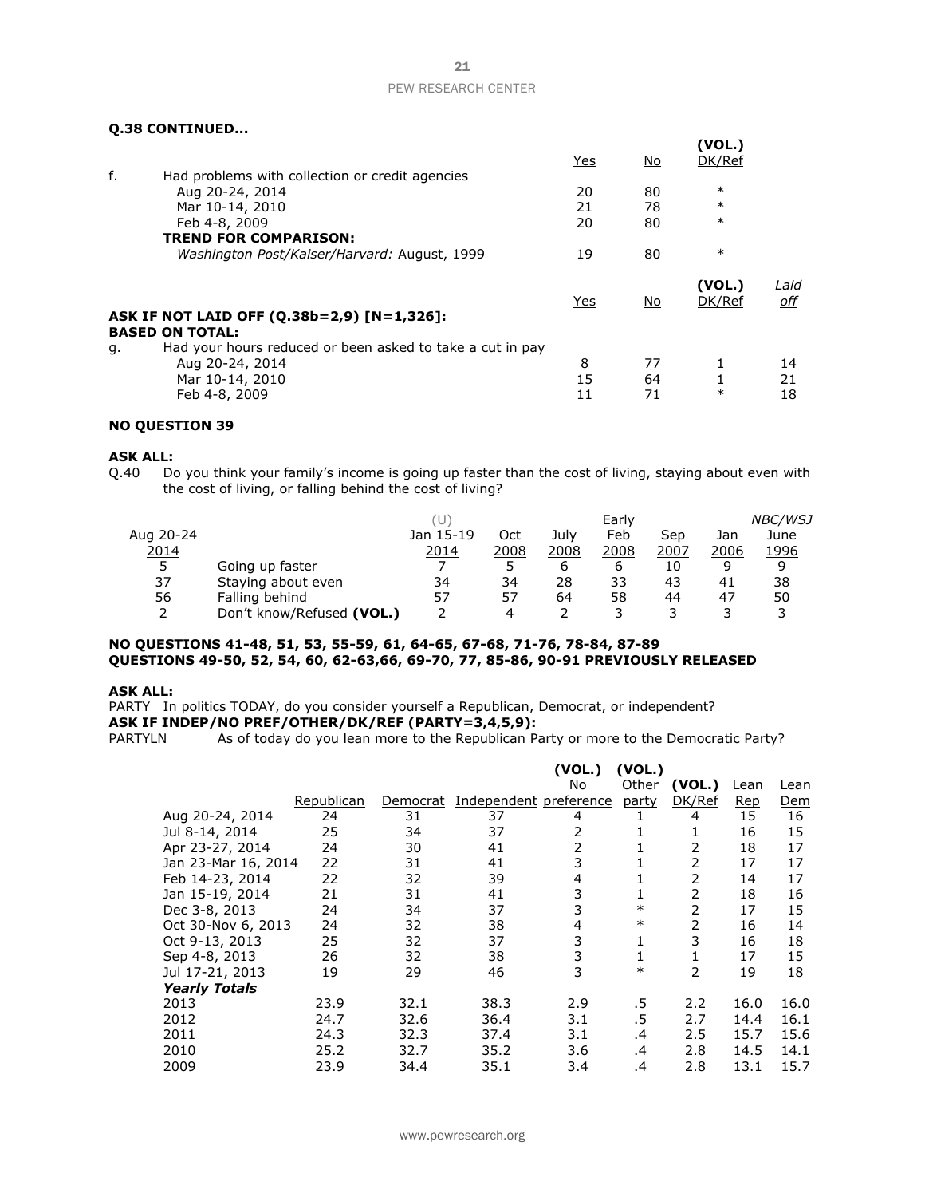**Q.38 CONTINUED…**

| | Yes | No | (VOL.) DK/Ref |
|---|---|---|---|
| f. Had problems with collection or credit agencies | | | |
| Aug 20-24, 2014 | 20 | 80 | * |
| Mar 10-14, 2010 | 21 | 78 | * |
| Feb 4-8, 2009 | 20 | 80 | * |
| **TREND FOR COMPARISON:** | | | |
| *Washington Post/Kaiser/Harvard:* August, 1999 | 19 | 80 | * |

| | Yes | No | (VOL.) DK/Ref | *Laid off* |
|---|---|---|---|---|
| **ASK IF NOT LAID OFF (Q.38b=2,9) [N=1,326]:** | | | | |
| **BASED ON TOTAL:** | | | | |
| g. Had your hours reduced or been asked to take a cut in pay | | | | |
| Aug 20-24, 2014 | 8 | 77 | 1 | 14 |
| Mar 10-14, 2010 | 15 | 64 | 1 | 21 |
| Feb 4-8, 2009 | 11 | 71 | * | 18 |

**NO QUESTION 39**

**ASK ALL:**

Q.40 Do you think your family's income is going up faster than the cost of living, staying about even with the cost of living, or falling behind the cost of living?

| Aug 20-24 2014 | | (U) Jan 15-19 2014 | Oct 2008 | July 2008 | Early Feb 2008 | Sep 2007 | Jan 2006 | *NBC/WSJ* June 1996 |
|---|---|---|---|---|---|---|---|---|
| 5 | Going up faster | 7 | 5 | 6 | 6 | 10 | 9 | 9 |
| 37 | Staying about even | 34 | 34 | 28 | 33 | 43 | 41 | 38 |
| 56 | Falling behind | 57 | 57 | 64 | 58 | 44 | 47 | 50 |
| 2 | Don't know/Refused **(VOL.)** | 2 | 4 | 2 | 3 | 3 | 3 | 3 |

**NO QUESTIONS 41-48, 51, 53, 55-59, 61, 64-65, 67-68, 71-76, 78-84, 87-89**
**QUESTIONS 49-50, 52, 54, 60, 62-63,66, 69-70, 77, 85-86, 90-91 PREVIOUSLY RELEASED**

**ASK ALL:**

PARTY In politics TODAY, do you consider yourself a Republican, Democrat, or independent?

**ASK IF INDEP/NO PREF/OTHER/DK/REF (PARTY=3,4,5,9):**

PARTYLN As of today do you lean more to the Republican Party or more to the Democratic Party?

| | Republican | Democrat | Independent | (VOL.) No preference | (VOL.) Other party | (VOL.) DK/Ref | Lean Rep | Lean Dem |
|---|---|---|---|---|---|---|---|---|
| Aug 20-24, 2014 | 24 | 31 | 37 | 4 | 1 | 4 | 15 | 16 |
| Jul 8-14, 2014 | 25 | 34 | 37 | 2 | 1 | 1 | 16 | 15 |
| Apr 23-27, 2014 | 24 | 30 | 41 | 2 | 1 | 2 | 18 | 17 |
| Jan 23-Mar 16, 2014 | 22 | 31 | 41 | 3 | 1 | 2 | 17 | 17 |
| Feb 14-23, 2014 | 22 | 32 | 39 | 4 | 1 | 2 | 14 | 17 |
| Jan 15-19, 2014 | 21 | 31 | 41 | 3 | 1 | 2 | 18 | 16 |
| Dec 3-8, 2013 | 24 | 34 | 37 | 3 | * | 2 | 17 | 15 |
| Oct 30-Nov 6, 2013 | 24 | 32 | 38 | 4 | * | 2 | 16 | 14 |
| Oct 9-13, 2013 | 25 | 32 | 37 | 3 | 1 | 3 | 16 | 18 |
| Sep 4-8, 2013 | 26 | 32 | 38 | 3 | 1 | 1 | 17 | 15 |
| Jul 17-21, 2013 | 19 | 29 | 46 | 3 | * | 2 | 19 | 18 |
| ***Yearly Totals*** | | | | | | | | |
| 2013 | 23.9 | 32.1 | 38.3 | 2.9 | .5 | 2.2 | 16.0 | 16.0 |
| 2012 | 24.7 | 32.6 | 36.4 | 3.1 | .5 | 2.7 | 14.4 | 16.1 |
| 2011 | 24.3 | 32.3 | 37.4 | 3.1 | .4 | 2.5 | 15.7 | 15.6 |
| 2010 | 25.2 | 32.7 | 35.2 | 3.6 | .4 | 2.8 | 14.5 | 14.1 |
| 2009 | 23.9 | 34.4 | 35.1 | 3.4 | .4 | 2.8 | 13.1 | 15.7 |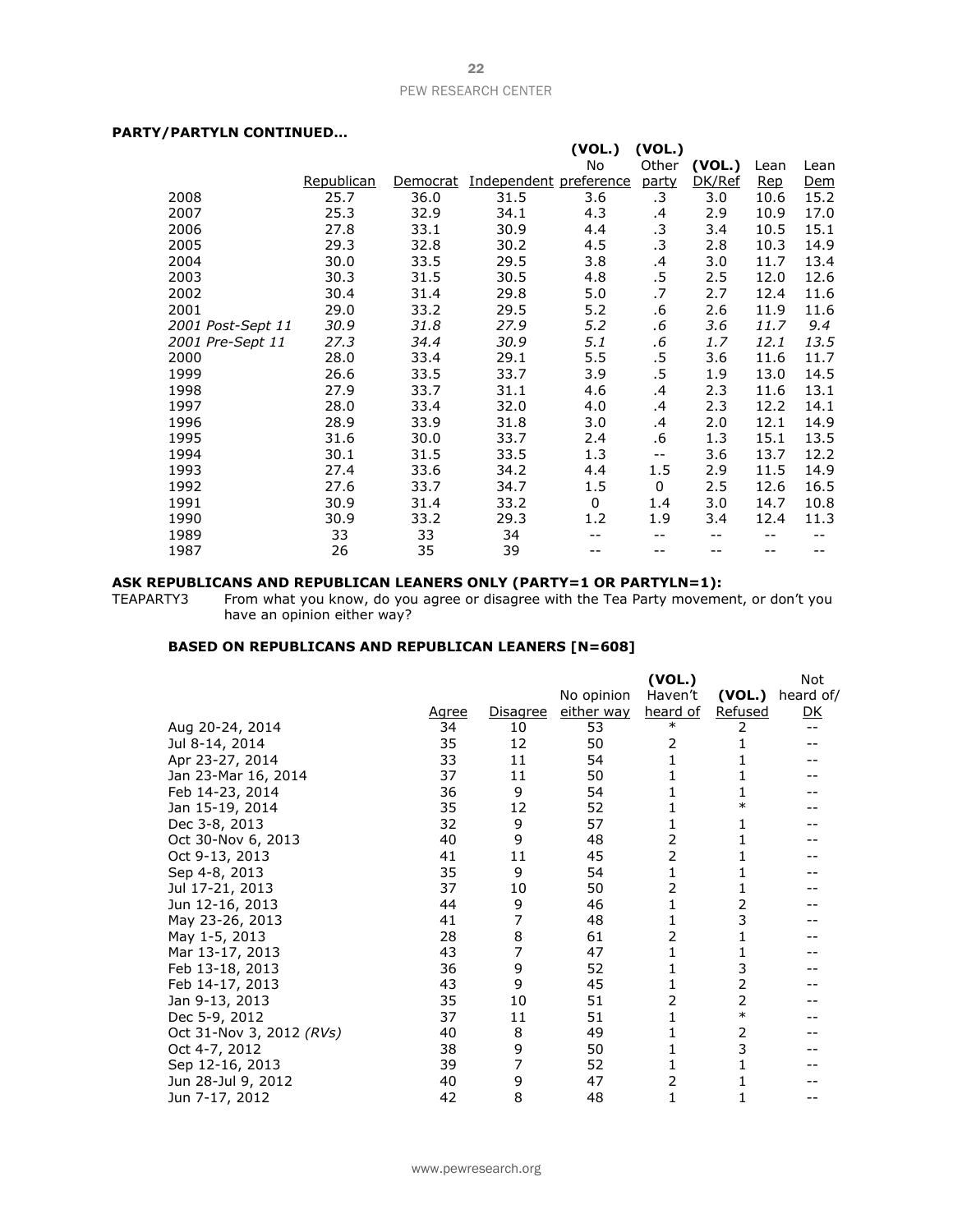**PARTY/PARTYLN CONTINUED…**

| | Republican | Democrat | Independent | (VOL.) No preference | (VOL.) Other party | (VOL.) DK/Ref | Lean Rep | Lean Dem |
|---|---|---|---|---|---|---|---|---|
| 2008 | 25.7 | 36.0 | 31.5 | 3.6 | .3 | 3.0 | 10.6 | 15.2 |
| 2007 | 25.3 | 32.9 | 34.1 | 4.3 | .4 | 2.9 | 10.9 | 17.0 |
| 2006 | 27.8 | 33.1 | 30.9 | 4.4 | .3 | 3.4 | 10.5 | 15.1 |
| 2005 | 29.3 | 32.8 | 30.2 | 4.5 | .3 | 2.8 | 10.3 | 14.9 |
| 2004 | 30.0 | 33.5 | 29.5 | 3.8 | .4 | 3.0 | 11.7 | 13.4 |
| 2003 | 30.3 | 31.5 | 30.5 | 4.8 | .5 | 2.5 | 12.0 | 12.6 |
| 2002 | 30.4 | 31.4 | 29.8 | 5.0 | .7 | 2.7 | 12.4 | 11.6 |
| 2001 | 29.0 | 33.2 | 29.5 | 5.2 | .6 | 2.6 | 11.9 | 11.6 |
| *2001 Post-Sept 11* | *30.9* | *31.8* | *27.9* | *5.2* | *.6* | *3.6* | *11.7* | *9.4* |
| *2001 Pre-Sept 11* | *27.3* | *34.4* | *30.9* | *5.1* | *.6* | *1.7* | *12.1* | *13.5* |
| 2000 | 28.0 | 33.4 | 29.1 | 5.5 | .5 | 3.6 | 11.6 | 11.7 |
| 1999 | 26.6 | 33.5 | 33.7 | 3.9 | .5 | 1.9 | 13.0 | 14.5 |
| 1998 | 27.9 | 33.7 | 31.1 | 4.6 | .4 | 2.3 | 11.6 | 13.1 |
| 1997 | 28.0 | 33.4 | 32.0 | 4.0 | .4 | 2.3 | 12.2 | 14.1 |
| 1996 | 28.9 | 33.9 | 31.8 | 3.0 | .4 | 2.0 | 12.1 | 14.9 |
| 1995 | 31.6 | 30.0 | 33.7 | 2.4 | .6 | 1.3 | 15.1 | 13.5 |
| 1994 | 30.1 | 31.5 | 33.5 | 1.3 | -- | 3.6 | 13.7 | 12.2 |
| 1993 | 27.4 | 33.6 | 34.2 | 4.4 | 1.5 | 2.9 | 11.5 | 14.9 |
| 1992 | 27.6 | 33.7 | 34.7 | 1.5 | 0 | 2.5 | 12.6 | 16.5 |
| 1991 | 30.9 | 31.4 | 33.2 | 0 | 1.4 | 3.0 | 14.7 | 10.8 |
| 1990 | 30.9 | 33.2 | 29.3 | 1.2 | 1.9 | 3.4 | 12.4 | 11.3 |
| 1989 | 33 | 33 | 34 | -- | -- | -- | -- | -- |
| 1987 | 26 | 35 | 39 | -- | -- | -- | -- | -- |

**ASK REPUBLICANS AND REPUBLICAN LEANERS ONLY (PARTY=1 OR PARTYLN=1):**

TEAPARTY3 From what you know, do you agree or disagree with the Tea Party movement, or don't you have an opinion either way?

**BASED ON REPUBLICANS AND REPUBLICAN LEANERS [N=608]**

| | Agree | Disagree | No opinion either way | (VOL.) Haven't heard of | (VOL.) Refused | Not heard of/ DK |
|---|---|---|---|---|---|---|
| Aug 20-24, 2014 | 34 | 10 | 53 | * | 2 | -- |
| Jul 8-14, 2014 | 35 | 12 | 50 | 2 | 1 | -- |
| Apr 23-27, 2014 | 33 | 11 | 54 | 1 | 1 | -- |
| Jan 23-Mar 16, 2014 | 37 | 11 | 50 | 1 | 1 | -- |
| Feb 14-23, 2014 | 36 | 9 | 54 | 1 | 1 | -- |
| Jan 15-19, 2014 | 35 | 12 | 52 | 1 | * | -- |
| Dec 3-8, 2013 | 32 | 9 | 57 | 1 | 1 | -- |
| Oct 30-Nov 6, 2013 | 40 | 9 | 48 | 2 | 1 | -- |
| Oct 9-13, 2013 | 41 | 11 | 45 | 2 | 1 | -- |
| Sep 4-8, 2013 | 35 | 9 | 54 | 1 | 1 | -- |
| Jul 17-21, 2013 | 37 | 10 | 50 | 2 | 1 | -- |
| Jun 12-16, 2013 | 44 | 9 | 46 | 1 | 2 | -- |
| May 23-26, 2013 | 41 | 7 | 48 | 1 | 3 | -- |
| May 1-5, 2013 | 28 | 8 | 61 | 2 | 1 | -- |
| Mar 13-17, 2013 | 43 | 7 | 47 | 1 | 1 | -- |
| Feb 13-18, 2013 | 36 | 9 | 52 | 1 | 3 | -- |
| Feb 14-17, 2013 | 43 | 9 | 45 | 1 | 2 | -- |
| Jan 9-13, 2013 | 35 | 10 | 51 | 2 | 2 | -- |
| Dec 5-9, 2012 | 37 | 11 | 51 | 1 | * | -- |
| Oct 31-Nov 3, 2012 *(RVs)* | 40 | 8 | 49 | 1 | 2 | -- |
| Oct 4-7, 2012 | 38 | 9 | 50 | 1 | 3 | -- |
| Sep 12-16, 2013 | 39 | 7 | 52 | 1 | 1 | -- |
| Jun 28-Jul 9, 2012 | 40 | 9 | 47 | 2 | 1 | -- |
| Jun 7-17, 2012 | 42 | 8 | 48 | 1 | 1 | -- |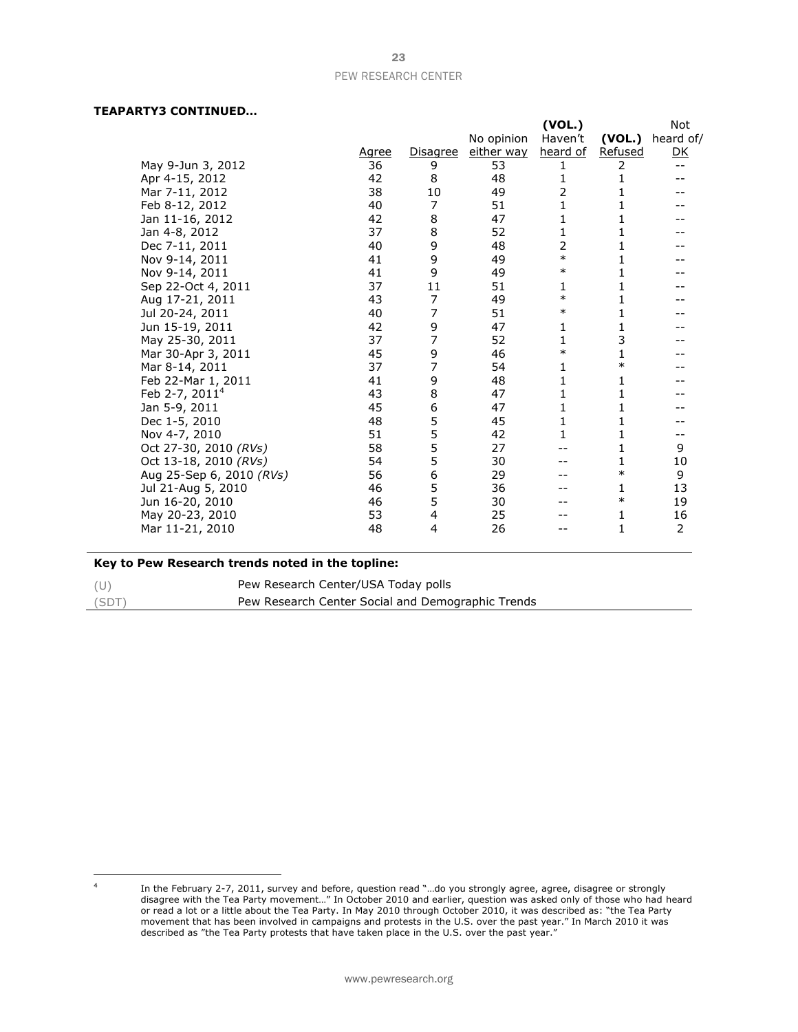**TEAPARTY3 CONTINUED…**

| | Agree | Disagree | No opinion either way | (VOL.) Haven't heard of | (VOL.) Refused | Not heard of/ DK |
|---|---|---|---|---|---|---|
| May 9-Jun 3, 2012 | 36 | 9 | 53 | 1 | 2 | -- |
| Apr 4-15, 2012 | 42 | 8 | 48 | 1 | 1 | -- |
| Mar 7-11, 2012 | 38 | 10 | 49 | 2 | 1 | -- |
| Feb 8-12, 2012 | 40 | 7 | 51 | 1 | 1 | -- |
| Jan 11-16, 2012 | 42 | 8 | 47 | 1 | 1 | -- |
| Jan 4-8, 2012 | 37 | 8 | 52 | 1 | 1 | -- |
| Dec 7-11, 2011 | 40 | 9 | 48 | 2 | 1 | -- |
| Nov 9-14, 2011 | 41 | 9 | 49 | * | 1 | -- |
| Nov 9-14, 2011 | 41 | 9 | 49 | * | 1 | -- |
| Sep 22-Oct 4, 2011 | 37 | 11 | 51 | 1 | 1 | -- |
| Aug 17-21, 2011 | 43 | 7 | 49 | * | 1 | -- |
| Jul 20-24, 2011 | 40 | 7 | 51 | * | 1 | -- |
| Jun 15-19, 2011 | 42 | 9 | 47 | 1 | 1 | -- |
| May 25-30, 2011 | 37 | 7 | 52 | 1 | 3 | -- |
| Mar 30-Apr 3, 2011 | 45 | 9 | 46 | * | 1 | -- |
| Mar 8-14, 2011 | 37 | 7 | 54 | 1 | * | -- |
| Feb 22-Mar 1, 2011 | 41 | 9 | 48 | 1 | 1 | -- |
| Feb 2-7, 2011[4] | 43 | 8 | 47 | 1 | 1 | -- |
| Jan 5-9, 2011 | 45 | 6 | 47 | 1 | 1 | -- |
| Dec 1-5, 2010 | 48 | 5 | 45 | 1 | 1 | -- |
| Nov 4-7, 2010 | 51 | 5 | 42 | 1 | 1 | -- |
| Oct 27-30, 2010 *(RVs)* | 58 | 5 | 27 | -- | 1 | 9 |
| Oct 13-18, 2010 *(RVs)* | 54 | 5 | 30 | -- | 1 | 10 |
| Aug 25-Sep 6, 2010 *(RVs)* | 56 | 6 | 29 | -- | * | 9 |
| Jul 21-Aug 5, 2010 | 46 | 5 | 36 | -- | 1 | 13 |
| Jun 16-20, 2010 | 46 | 5 | 30 | -- | * | 19 |
| May 20-23, 2010 | 53 | 4 | 25 | -- | 1 | 16 |
| Mar 11-21, 2010 | 48 | 4 | 26 | -- | 1 | 2 |

**Key to Pew Research trends noted in the topline:**

| | |
|---|---|
| (U) | Pew Research Center/USA Today polls |
| (SDT) | Pew Research Center Social and Demographic Trends |

[4] In the February 2-7, 2011, survey and before, question read "…do you strongly agree, agree, disagree or strongly disagree with the Tea Party movement…" In October 2010 and earlier, question was asked only of those who had heard or read a lot or a little about the Tea Party. In May 2010 through October 2010, it was described as: "the Tea Party movement that has been involved in campaigns and protests in the U.S. over the past year." In March 2010 it was described as "the Tea Party protests that have taken place in the U.S. over the past year."